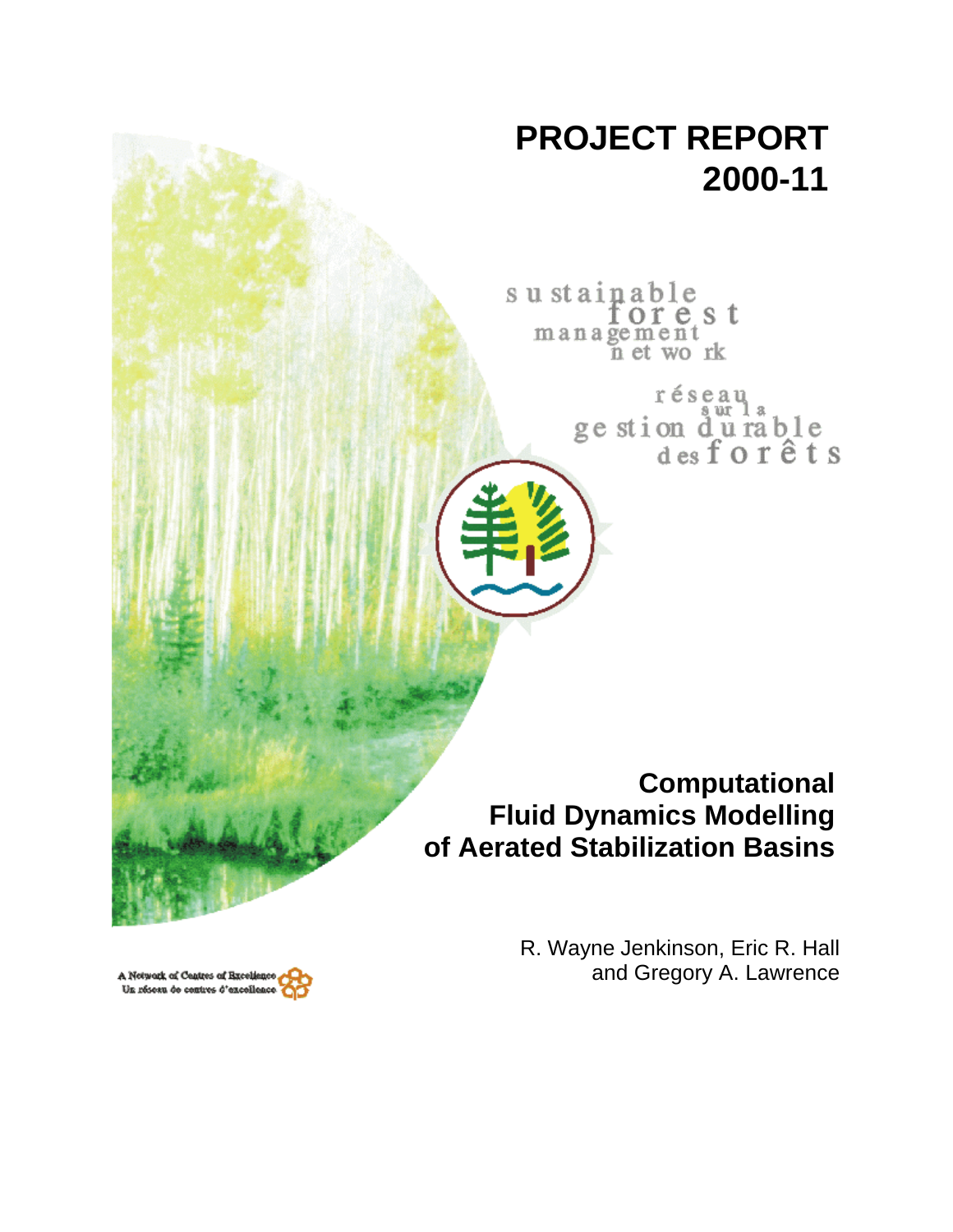# PROJECT REPORT 2000-11

sustainable forest management network

réseau sur la gestion durable des forêts

## Computational Fluid Dynamics Modelling of Aerated Stabilization Basins

R. Wayne Jenkinson, Eric R. Hall and Gregory A. Lawrence

A Network of Centres of Excellence
Un réseau de centres d'excellence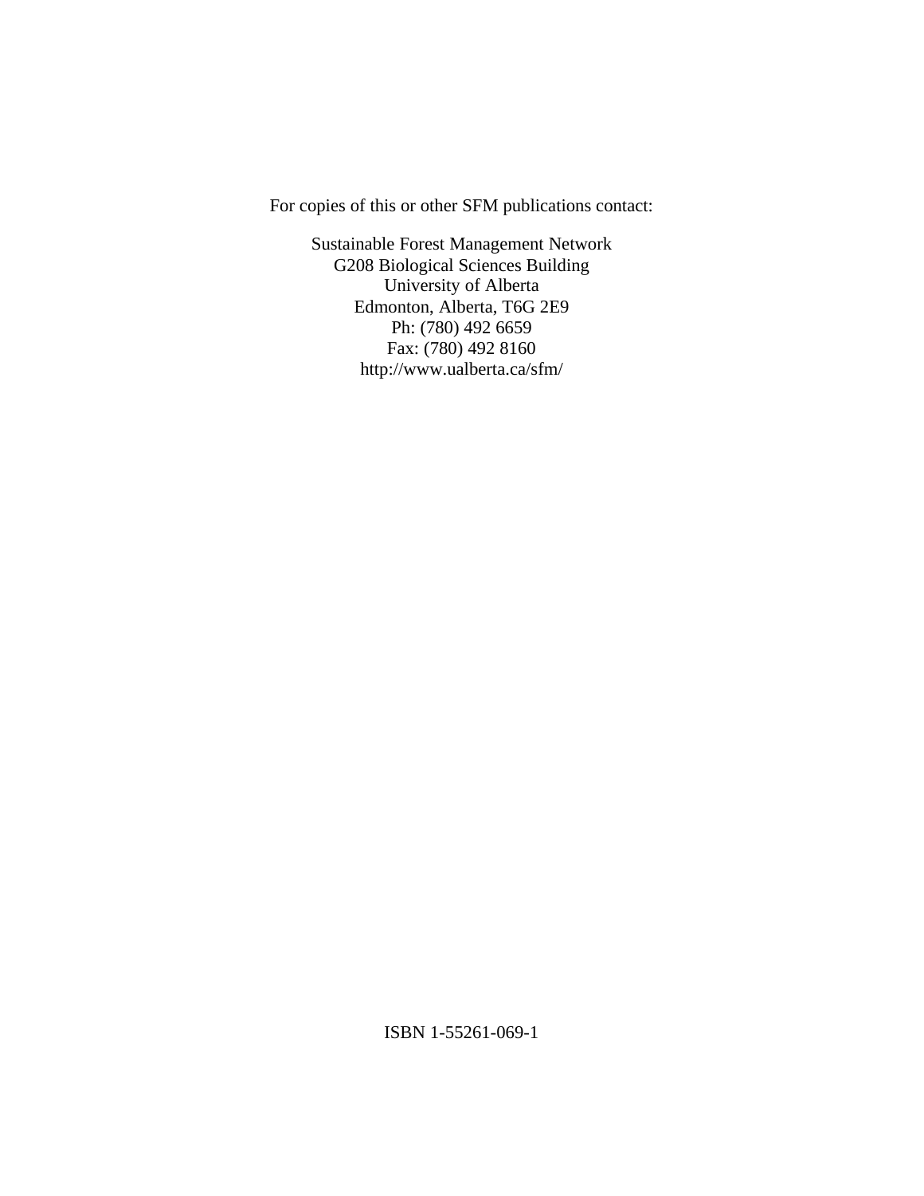For copies of this or other SFM publications contact:

Sustainable Forest Management Network  
G208 Biological Sciences Building  
University of Alberta  
Edmonton, Alberta, T6G 2E9  
Ph: (780) 492 6659  
Fax: (780) 492 8160  
http://www.ualberta.ca/sfm/

ISBN 1-55261-069-1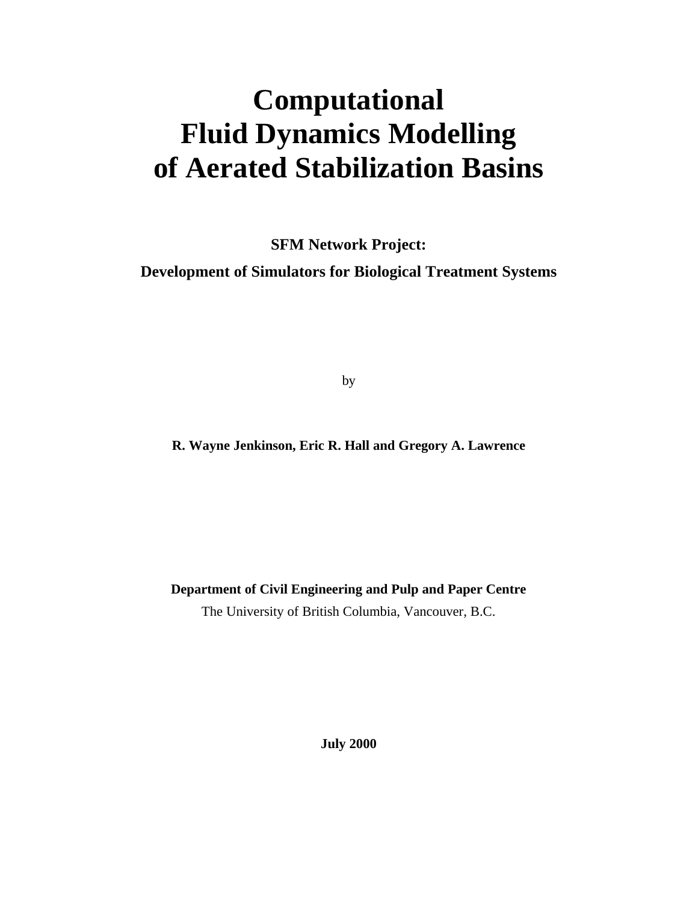# Computational Fluid Dynamics Modelling of Aerated Stabilization Basins

**SFM Network Project:**

**Development of Simulators for Biological Treatment Systems**

by

**R. Wayne Jenkinson, Eric R. Hall and Gregory A. Lawrence**

**Department of Civil Engineering and Pulp and Paper Centre**

The University of British Columbia, Vancouver, B.C.

**July 2000**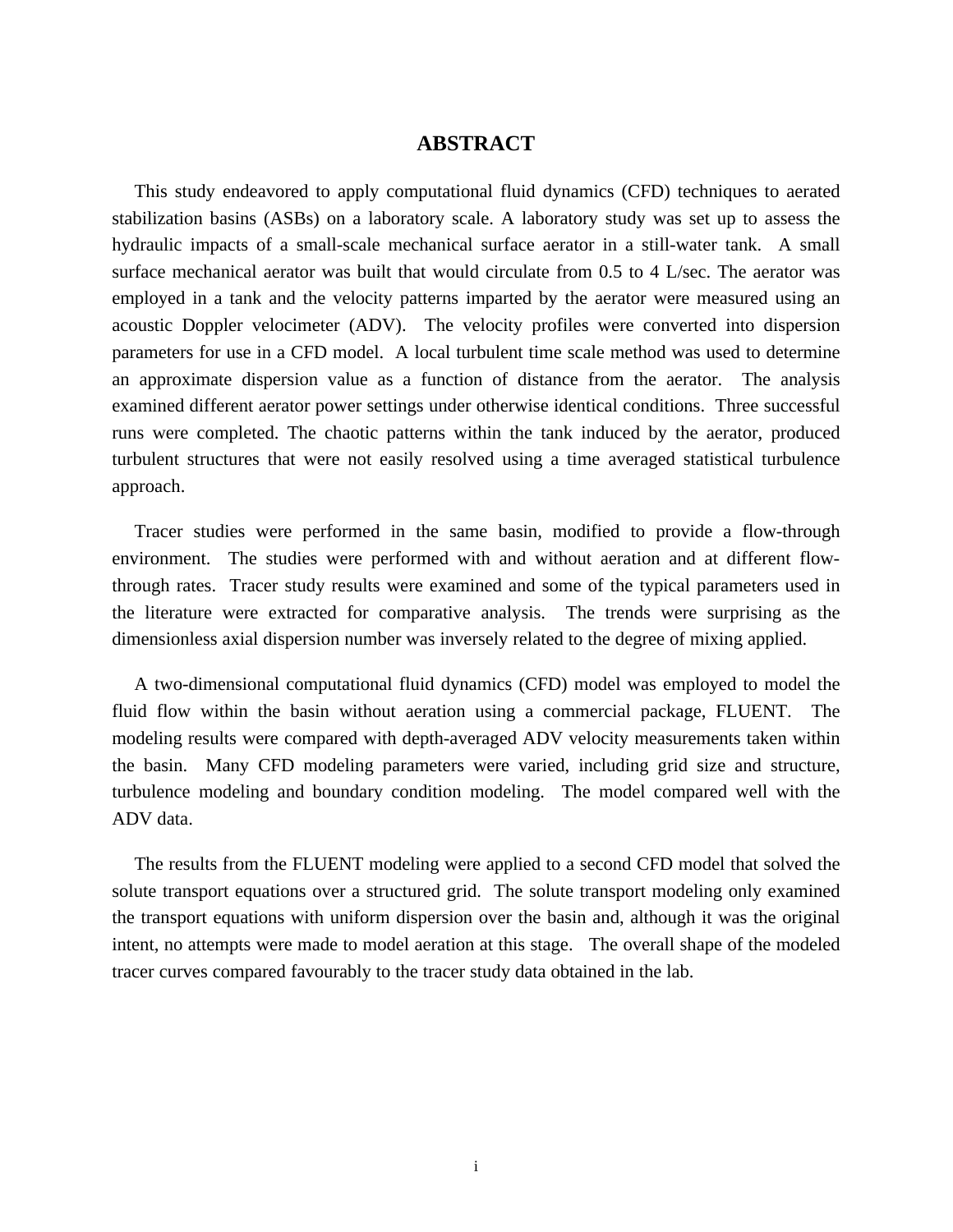# ABSTRACT

This study endeavored to apply computational fluid dynamics (CFD) techniques to aerated stabilization basins (ASBs) on a laboratory scale. A laboratory study was set up to assess the hydraulic impacts of a small-scale mechanical surface aerator in a still-water tank. A small surface mechanical aerator was built that would circulate from 0.5 to 4 L/sec. The aerator was employed in a tank and the velocity patterns imparted by the aerator were measured using an acoustic Doppler velocimeter (ADV). The velocity profiles were converted into dispersion parameters for use in a CFD model. A local turbulent time scale method was used to determine an approximate dispersion value as a function of distance from the aerator. The analysis examined different aerator power settings under otherwise identical conditions. Three successful runs were completed. The chaotic patterns within the tank induced by the aerator, produced turbulent structures that were not easily resolved using a time averaged statistical turbulence approach.

Tracer studies were performed in the same basin, modified to provide a flow-through environment. The studies were performed with and without aeration and at different flow-through rates. Tracer study results were examined and some of the typical parameters used in the literature were extracted for comparative analysis. The trends were surprising as the dimensionless axial dispersion number was inversely related to the degree of mixing applied.

A two-dimensional computational fluid dynamics (CFD) model was employed to model the fluid flow within the basin without aeration using a commercial package, FLUENT. The modeling results were compared with depth-averaged ADV velocity measurements taken within the basin. Many CFD modeling parameters were varied, including grid size and structure, turbulence modeling and boundary condition modeling. The model compared well with the ADV data.

The results from the FLUENT modeling were applied to a second CFD model that solved the solute transport equations over a structured grid. The solute transport modeling only examined the transport equations with uniform dispersion over the basin and, although it was the original intent, no attempts were made to model aeration at this stage. The overall shape of the modeled tracer curves compared favourably to the tracer study data obtained in the lab.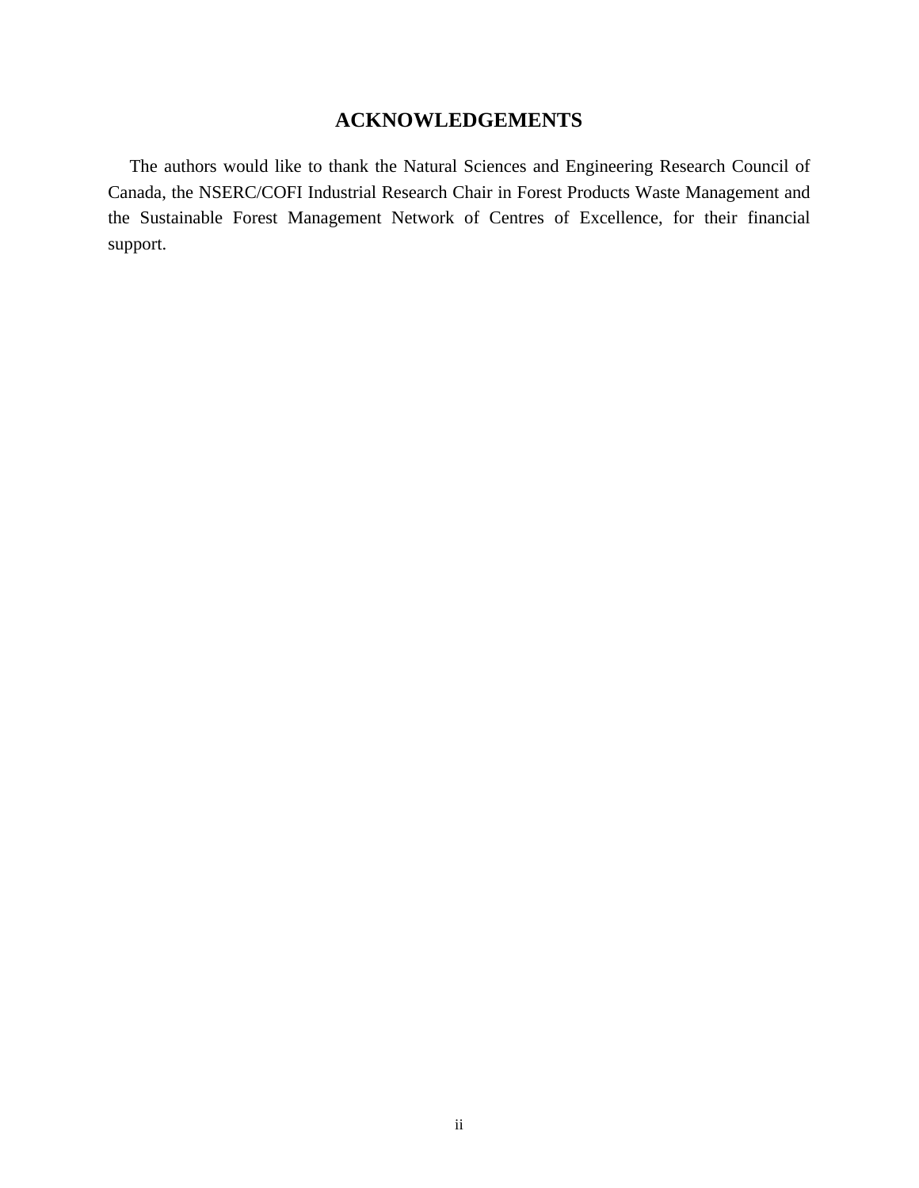# ACKNOWLEDGEMENTS

The authors would like to thank the Natural Sciences and Engineering Research Council of Canada, the NSERC/COFI Industrial Research Chair in Forest Products Waste Management and the Sustainable Forest Management Network of Centres of Excellence, for their financial support.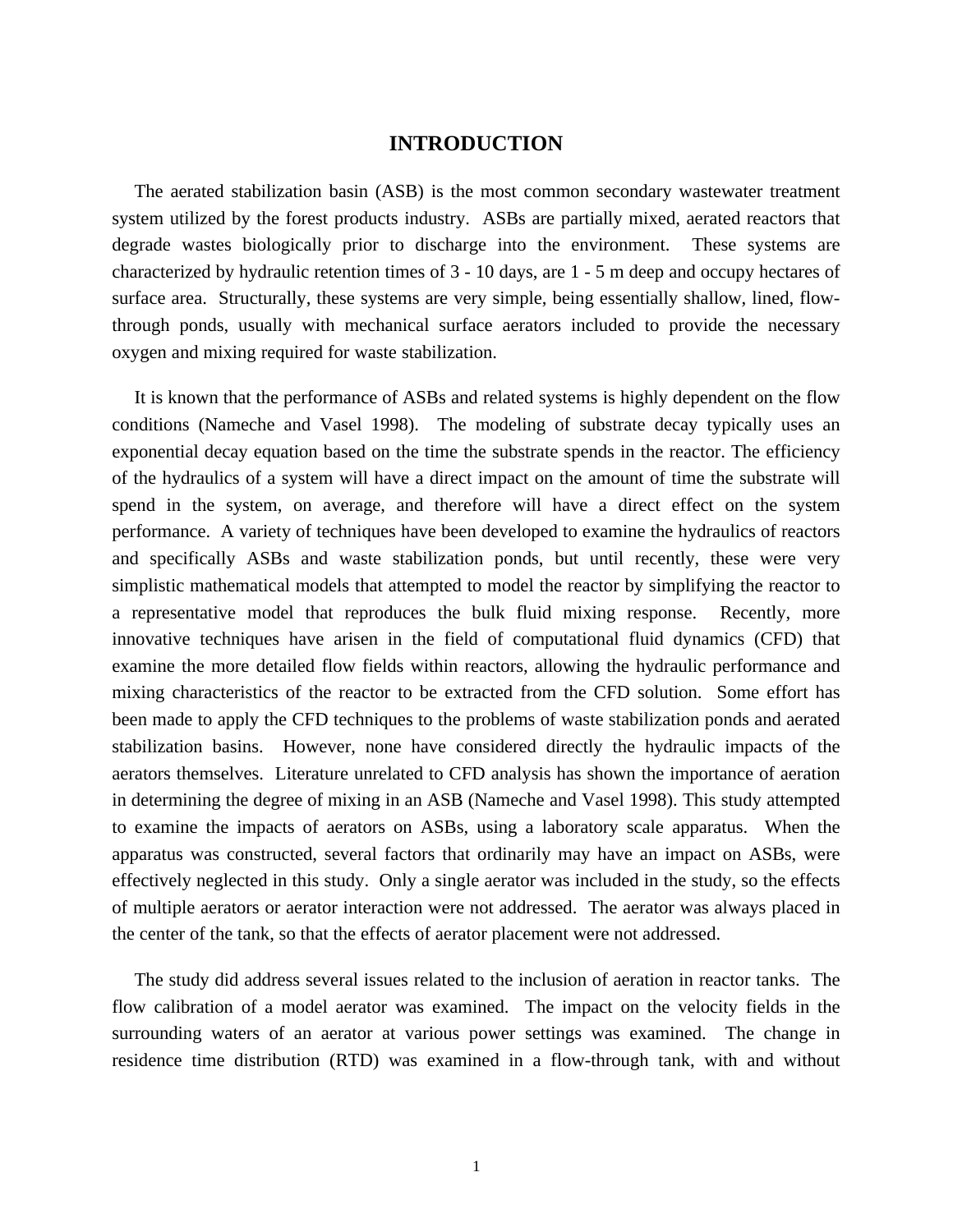# INTRODUCTION

The aerated stabilization basin (ASB) is the most common secondary wastewater treatment system utilized by the forest products industry. ASBs are partially mixed, aerated reactors that degrade wastes biologically prior to discharge into the environment. These systems are characterized by hydraulic retention times of 3 - 10 days, are 1 - 5 m deep and occupy hectares of surface area. Structurally, these systems are very simple, being essentially shallow, lined, flow-through ponds, usually with mechanical surface aerators included to provide the necessary oxygen and mixing required for waste stabilization.

It is known that the performance of ASBs and related systems is highly dependent on the flow conditions (Nameche and Vasel 1998). The modeling of substrate decay typically uses an exponential decay equation based on the time the substrate spends in the reactor. The efficiency of the hydraulics of a system will have a direct impact on the amount of time the substrate will spend in the system, on average, and therefore will have a direct effect on the system performance. A variety of techniques have been developed to examine the hydraulics of reactors and specifically ASBs and waste stabilization ponds, but until recently, these were very simplistic mathematical models that attempted to model the reactor by simplifying the reactor to a representative model that reproduces the bulk fluid mixing response. Recently, more innovative techniques have arisen in the field of computational fluid dynamics (CFD) that examine the more detailed flow fields within reactors, allowing the hydraulic performance and mixing characteristics of the reactor to be extracted from the CFD solution. Some effort has been made to apply the CFD techniques to the problems of waste stabilization ponds and aerated stabilization basins. However, none have considered directly the hydraulic impacts of the aerators themselves. Literature unrelated to CFD analysis has shown the importance of aeration in determining the degree of mixing in an ASB (Nameche and Vasel 1998). This study attempted to examine the impacts of aerators on ASBs, using a laboratory scale apparatus. When the apparatus was constructed, several factors that ordinarily may have an impact on ASBs, were effectively neglected in this study. Only a single aerator was included in the study, so the effects of multiple aerators or aerator interaction were not addressed. The aerator was always placed in the center of the tank, so that the effects of aerator placement were not addressed.

The study did address several issues related to the inclusion of aeration in reactor tanks. The flow calibration of a model aerator was examined. The impact on the velocity fields in the surrounding waters of an aerator at various power settings was examined. The change in residence time distribution (RTD) was examined in a flow-through tank, with and without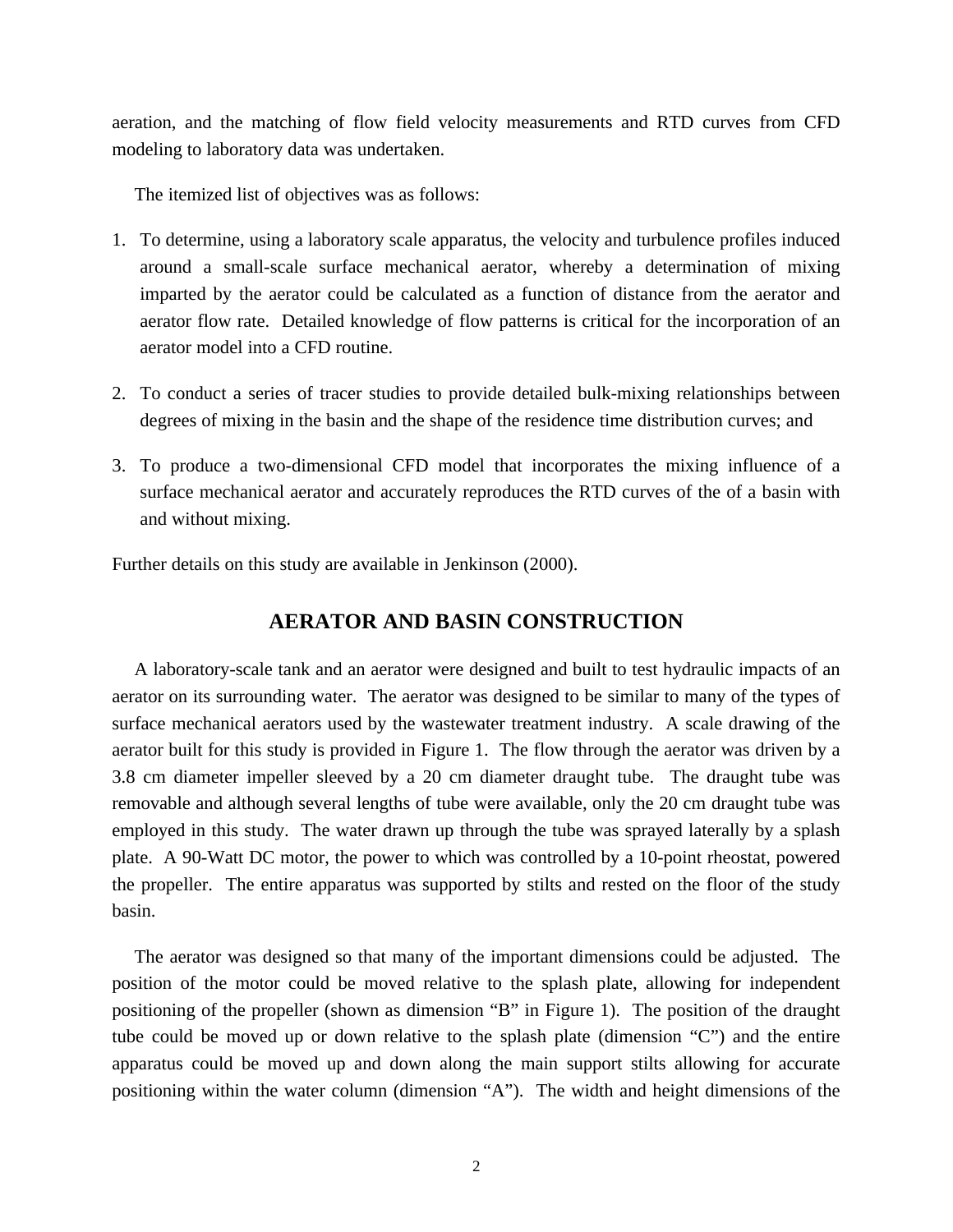aeration, and the matching of flow field velocity measurements and RTD curves from CFD modeling to laboratory data was undertaken.

The itemized list of objectives was as follows:

1. To determine, using a laboratory scale apparatus, the velocity and turbulence profiles induced around a small-scale surface mechanical aerator, whereby a determination of mixing imparted by the aerator could be calculated as a function of distance from the aerator and aerator flow rate. Detailed knowledge of flow patterns is critical for the incorporation of an aerator model into a CFD routine.

2. To conduct a series of tracer studies to provide detailed bulk-mixing relationships between degrees of mixing in the basin and the shape of the residence time distribution curves; and

3. To produce a two-dimensional CFD model that incorporates the mixing influence of a surface mechanical aerator and accurately reproduces the RTD curves of the of a basin with and without mixing.

Further details on this study are available in Jenkinson (2000).

## AERATOR AND BASIN CONSTRUCTION

A laboratory-scale tank and an aerator were designed and built to test hydraulic impacts of an aerator on its surrounding water. The aerator was designed to be similar to many of the types of surface mechanical aerators used by the wastewater treatment industry. A scale drawing of the aerator built for this study is provided in Figure 1. The flow through the aerator was driven by a 3.8 cm diameter impeller sleeved by a 20 cm diameter draught tube. The draught tube was removable and although several lengths of tube were available, only the 20 cm draught tube was employed in this study. The water drawn up through the tube was sprayed laterally by a splash plate. A 90-Watt DC motor, the power to which was controlled by a 10-point rheostat, powered the propeller. The entire apparatus was supported by stilts and rested on the floor of the study basin.

The aerator was designed so that many of the important dimensions could be adjusted. The position of the motor could be moved relative to the splash plate, allowing for independent positioning of the propeller (shown as dimension "B" in Figure 1). The position of the draught tube could be moved up or down relative to the splash plate (dimension "C") and the entire apparatus could be moved up and down along the main support stilts allowing for accurate positioning within the water column (dimension "A"). The width and height dimensions of the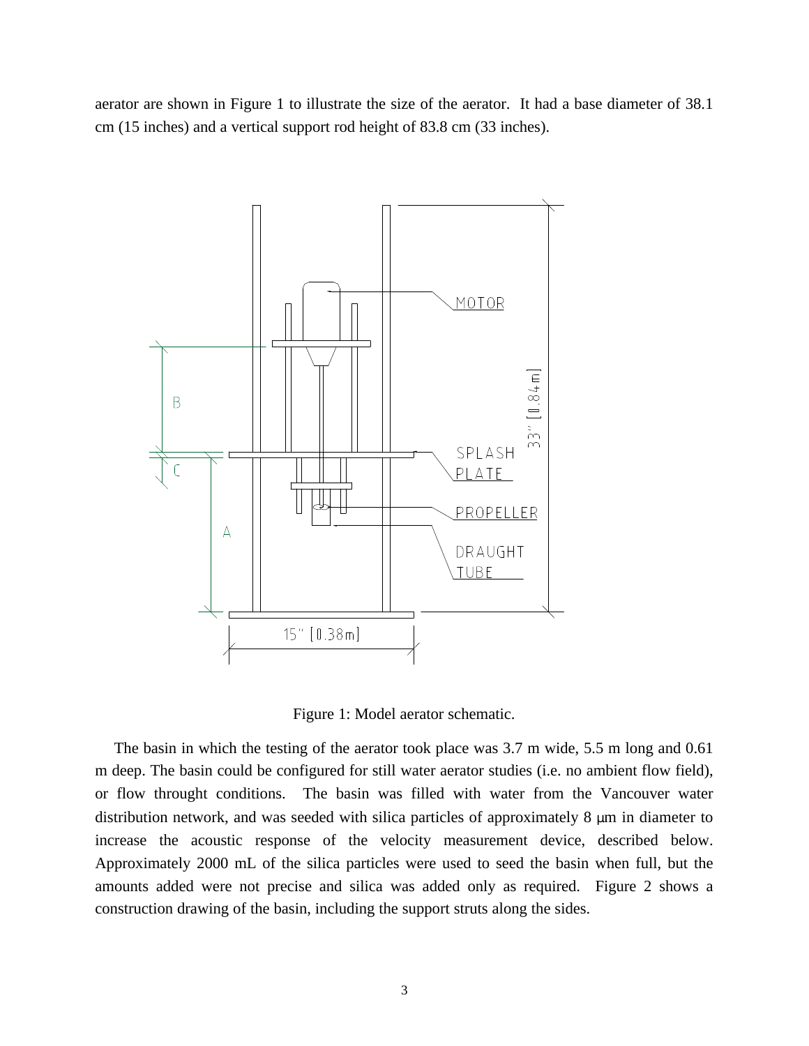aerator are shown in Figure 1 to illustrate the size of the aerator. It had a base diameter of 38.1 cm (15 inches) and a vertical support rod height of 83.8 cm (33 inches).

Figure 1: Model aerator schematic.

The basin in which the testing of the aerator took place was 3.7 m wide, 5.5 m long and 0.61 m deep. The basin could be configured for still water aerator studies (i.e. no ambient flow field), or flow throught conditions. The basin was filled with water from the Vancouver water distribution network, and was seeded with silica particles of approximately 8 μm in diameter to increase the acoustic response of the velocity measurement device, described below. Approximately 2000 mL of the silica particles were used to seed the basin when full, but the amounts added were not precise and silica was added only as required. Figure 2 shows a construction drawing of the basin, including the support struts along the sides.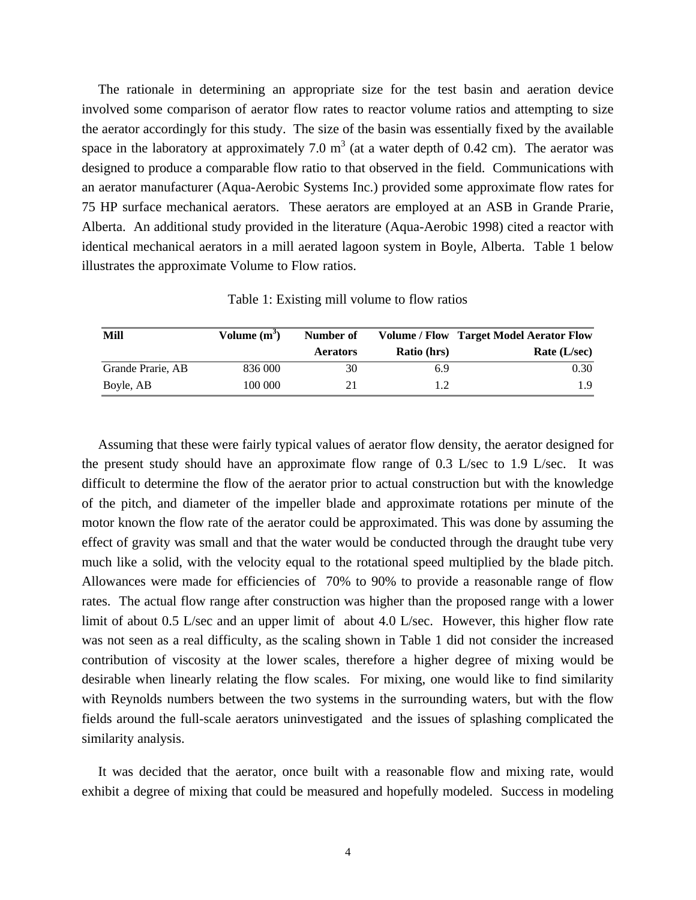The rationale in determining an appropriate size for the test basin and aeration device involved some comparison of aerator flow rates to reactor volume ratios and attempting to size the aerator accordingly for this study. The size of the basin was essentially fixed by the available space in the laboratory at approximately 7.0 m$^3$ (at a water depth of 0.42 cm). The aerator was designed to produce a comparable flow ratio to that observed in the field. Communications with an aerator manufacturer (Aqua-Aerobic Systems Inc.) provided some approximate flow rates for 75 HP surface mechanical aerators. These aerators are employed at an ASB in Grande Prarie, Alberta. An additional study provided in the literature (Aqua-Aerobic 1998) cited a reactor with identical mechanical aerators in a mill aerated lagoon system in Boyle, Alberta. Table 1 below illustrates the approximate Volume to Flow ratios.

Table 1: Existing mill volume to flow ratios

| Mill | Volume (m$^3$) | Number of Aerators | Volume / Flow Ratio (hrs) | Target Model Aerator Flow Rate (L/sec) |
|---|---|---|---|---|
| Grande Prarie, AB | 836 000 | 30 | 6.9 | 0.30 |
| Boyle, AB | 100 000 | 21 | 1.2 | 1.9 |

Assuming that these were fairly typical values of aerator flow density, the aerator designed for the present study should have an approximate flow range of 0.3 L/sec to 1.9 L/sec. It was difficult to determine the flow of the aerator prior to actual construction but with the knowledge of the pitch, and diameter of the impeller blade and approximate rotations per minute of the motor known the flow rate of the aerator could be approximated. This was done by assuming the effect of gravity was small and that the water would be conducted through the draught tube very much like a solid, with the velocity equal to the rotational speed multiplied by the blade pitch. Allowances were made for efficiencies of 70% to 90% to provide a reasonable range of flow rates. The actual flow range after construction was higher than the proposed range with a lower limit of about 0.5 L/sec and an upper limit of about 4.0 L/sec. However, this higher flow rate was not seen as a real difficulty, as the scaling shown in Table 1 did not consider the increased contribution of viscosity at the lower scales, therefore a higher degree of mixing would be desirable when linearly relating the flow scales. For mixing, one would like to find similarity with Reynolds numbers between the two systems in the surrounding waters, but with the flow fields around the full-scale aerators uninvestigated and the issues of splashing complicated the similarity analysis.

It was decided that the aerator, once built with a reasonable flow and mixing rate, would exhibit a degree of mixing that could be measured and hopefully modeled. Success in modeling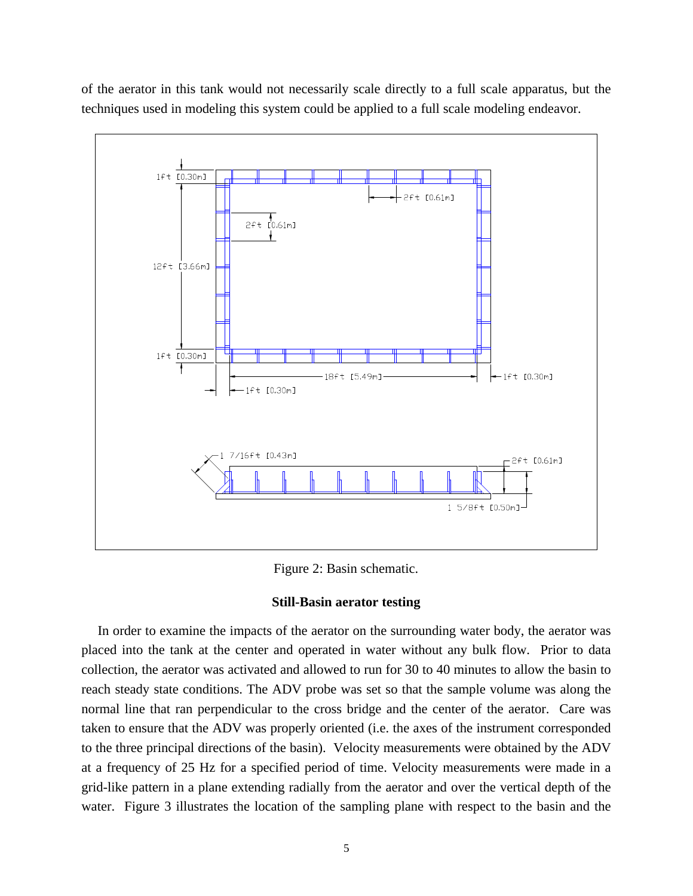of the aerator in this tank would not necessarily scale directly to a full scale apparatus, but the techniques used in modeling this system could be applied to a full scale modeling endeavor.

Figure 2: Basin schematic.

### Still-Basin aerator testing

In order to examine the impacts of the aerator on the surrounding water body, the aerator was placed into the tank at the center and operated in water without any bulk flow. Prior to data collection, the aerator was activated and allowed to run for 30 to 40 minutes to allow the basin to reach steady state conditions. The ADV probe was set so that the sample volume was along the normal line that ran perpendicular to the cross bridge and the center of the aerator. Care was taken to ensure that the ADV was properly oriented (i.e. the axes of the instrument corresponded to the three principal directions of the basin). Velocity measurements were obtained by the ADV at a frequency of 25 Hz for a specified period of time. Velocity measurements were made in a grid-like pattern in a plane extending radially from the aerator and over the vertical depth of the water. Figure 3 illustrates the location of the sampling plane with respect to the basin and the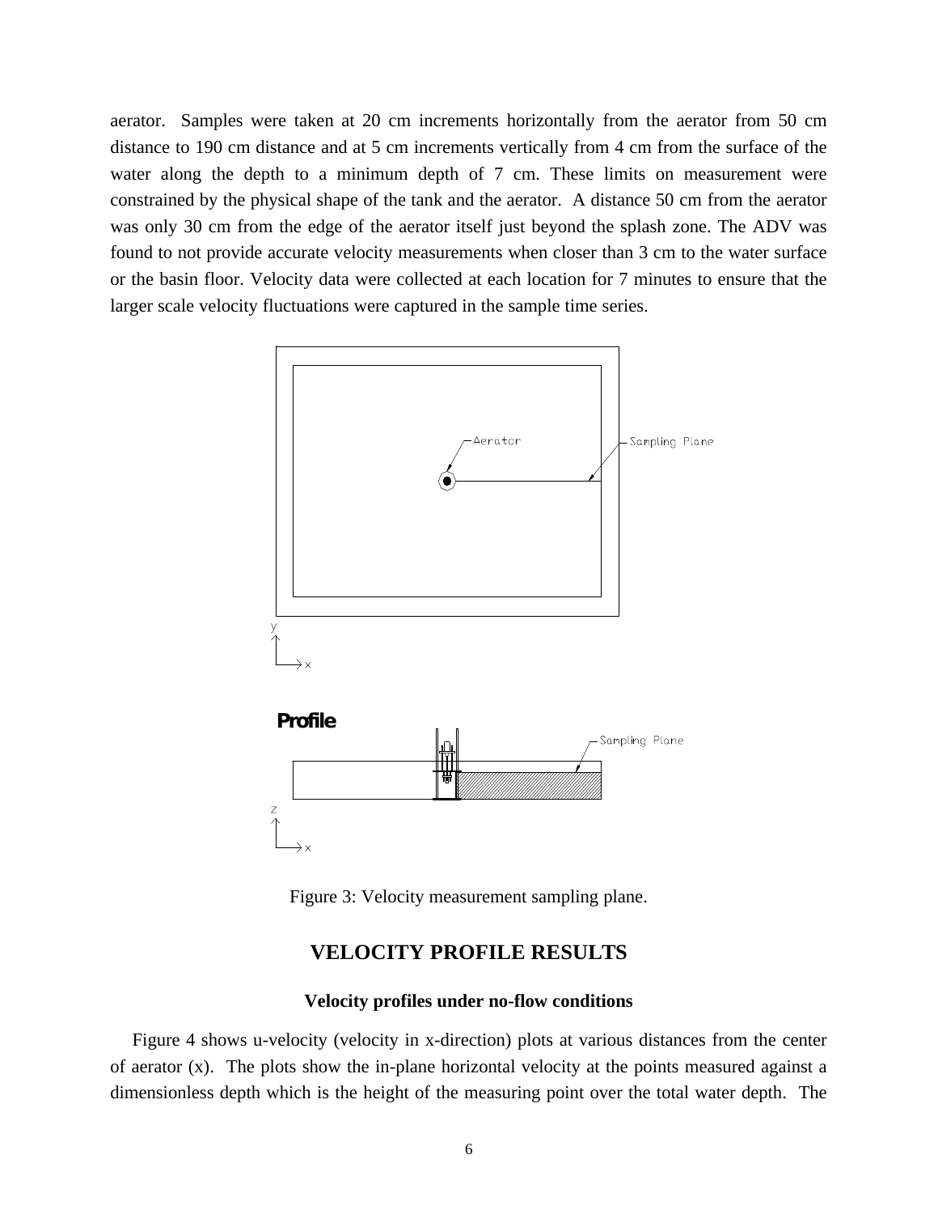aerator. Samples were taken at 20 cm increments horizontally from the aerator from 50 cm distance to 190 cm distance and at 5 cm increments vertically from 4 cm from the surface of the water along the depth to a minimum depth of 7 cm. These limits on measurement were constrained by the physical shape of the tank and the aerator. A distance 50 cm from the aerator was only 30 cm from the edge of the aerator itself just beyond the splash zone. The ADV was found to not provide accurate velocity measurements when closer than 3 cm to the water surface or the basin floor. Velocity data were collected at each location for 7 minutes to ensure that the larger scale velocity fluctuations were captured in the sample time series.

Figure 3: Velocity measurement sampling plane.

## VELOCITY PROFILE RESULTS

### Velocity profiles under no-flow conditions

Figure 4 shows u-velocity (velocity in x-direction) plots at various distances from the center of aerator (x). The plots show the in-plane horizontal velocity at the points measured against a dimensionless depth which is the height of the measuring point over the total water depth. The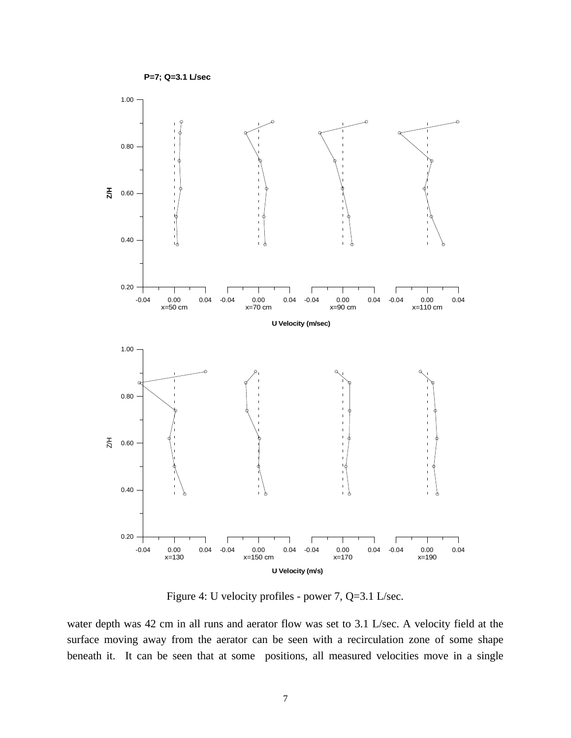Figure 4: U velocity profiles - power 7, Q=3.1 L/sec.

water depth was 42 cm in all runs and aerator flow was set to 3.1 L/sec. A velocity field at the surface moving away from the aerator can be seen with a recirculation zone of some shape beneath it. It can be seen that at some positions, all measured velocities move in a single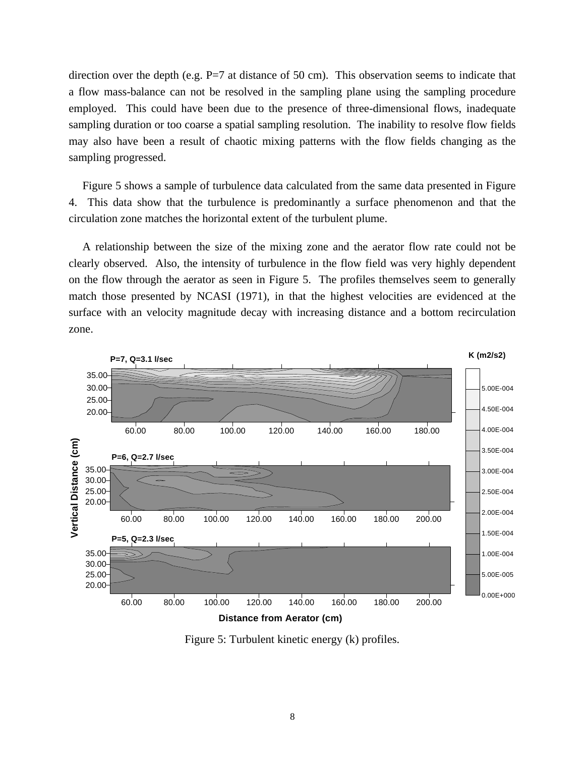direction over the depth (e.g. P=7 at distance of 50 cm). This observation seems to indicate that a flow mass-balance can not be resolved in the sampling plane using the sampling procedure employed. This could have been due to the presence of three-dimensional flows, inadequate sampling duration or too coarse a spatial sampling resolution. The inability to resolve flow fields may also have been a result of chaotic mixing patterns with the flow fields changing as the sampling progressed.

Figure 5 shows a sample of turbulence data calculated from the same data presented in Figure 4. This data show that the turbulence is predominantly a surface phenomenon and that the circulation zone matches the horizontal extent of the turbulent plume.

A relationship between the size of the mixing zone and the aerator flow rate could not be clearly observed. Also, the intensity of turbulence in the flow field was very highly dependent on the flow through the aerator as seen in Figure 5. The profiles themselves seem to generally match those presented by NCASI (1971), in that the highest velocities are evidenced at the surface with an velocity magnitude decay with increasing distance and a bottom recirculation zone.

Figure 5: Turbulent kinetic energy (k) profiles.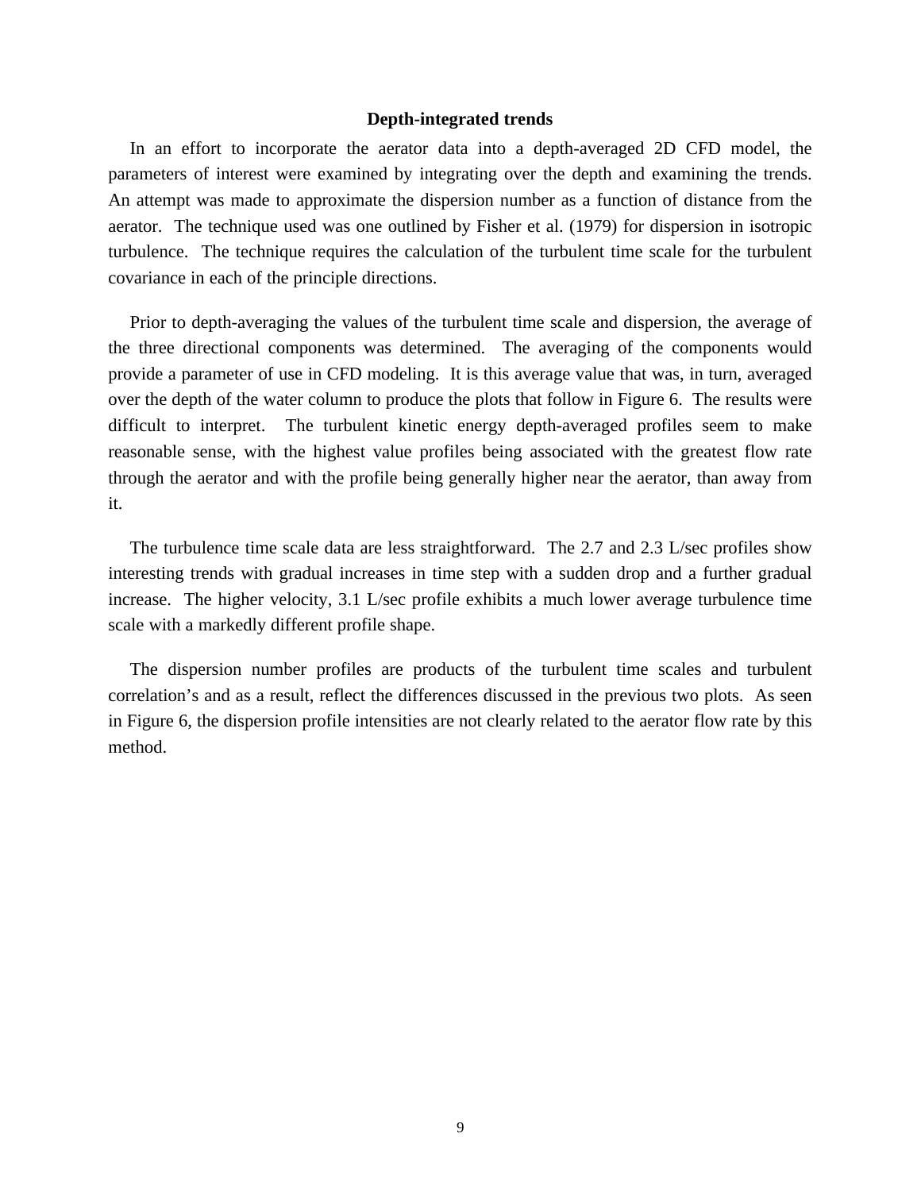### Depth-integrated trends

In an effort to incorporate the aerator data into a depth-averaged 2D CFD model, the parameters of interest were examined by integrating over the depth and examining the trends. An attempt was made to approximate the dispersion number as a function of distance from the aerator. The technique used was one outlined by Fisher et al. (1979) for dispersion in isotropic turbulence. The technique requires the calculation of the turbulent time scale for the turbulent covariance in each of the principle directions.

Prior to depth-averaging the values of the turbulent time scale and dispersion, the average of the three directional components was determined. The averaging of the components would provide a parameter of use in CFD modeling. It is this average value that was, in turn, averaged over the depth of the water column to produce the plots that follow in Figure 6. The results were difficult to interpret. The turbulent kinetic energy depth-averaged profiles seem to make reasonable sense, with the highest value profiles being associated with the greatest flow rate through the aerator and with the profile being generally higher near the aerator, than away from it.

The turbulence time scale data are less straightforward. The 2.7 and 2.3 L/sec profiles show interesting trends with gradual increases in time step with a sudden drop and a further gradual increase. The higher velocity, 3.1 L/sec profile exhibits a much lower average turbulence time scale with a markedly different profile shape.

The dispersion number profiles are products of the turbulent time scales and turbulent correlation's and as a result, reflect the differences discussed in the previous two plots. As seen in Figure 6, the dispersion profile intensities are not clearly related to the aerator flow rate by this method.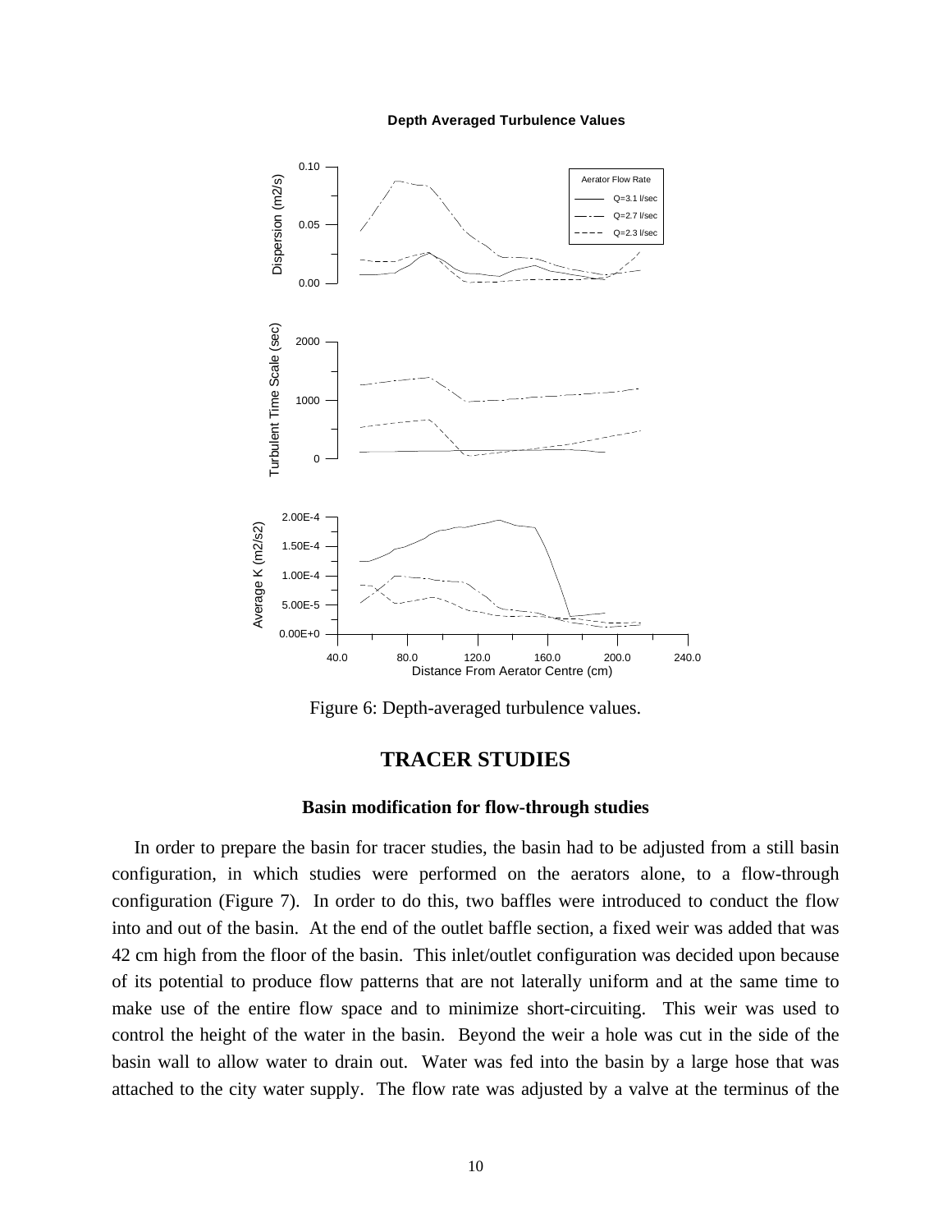Figure 6: Depth-averaged turbulence values.

## TRACER STUDIES

### Basin modification for flow-through studies

In order to prepare the basin for tracer studies, the basin had to be adjusted from a still basin configuration, in which studies were performed on the aerators alone, to a flow-through configuration (Figure 7). In order to do this, two baffles were introduced to conduct the flow into and out of the basin. At the end of the outlet baffle section, a fixed weir was added that was 42 cm high from the floor of the basin. This inlet/outlet configuration was decided upon because of its potential to produce flow patterns that are not laterally uniform and at the same time to make use of the entire flow space and to minimize short-circuiting. This weir was used to control the height of the water in the basin. Beyond the weir a hole was cut in the side of the basin wall to allow water to drain out. Water was fed into the basin by a large hose that was attached to the city water supply. The flow rate was adjusted by a valve at the terminus of the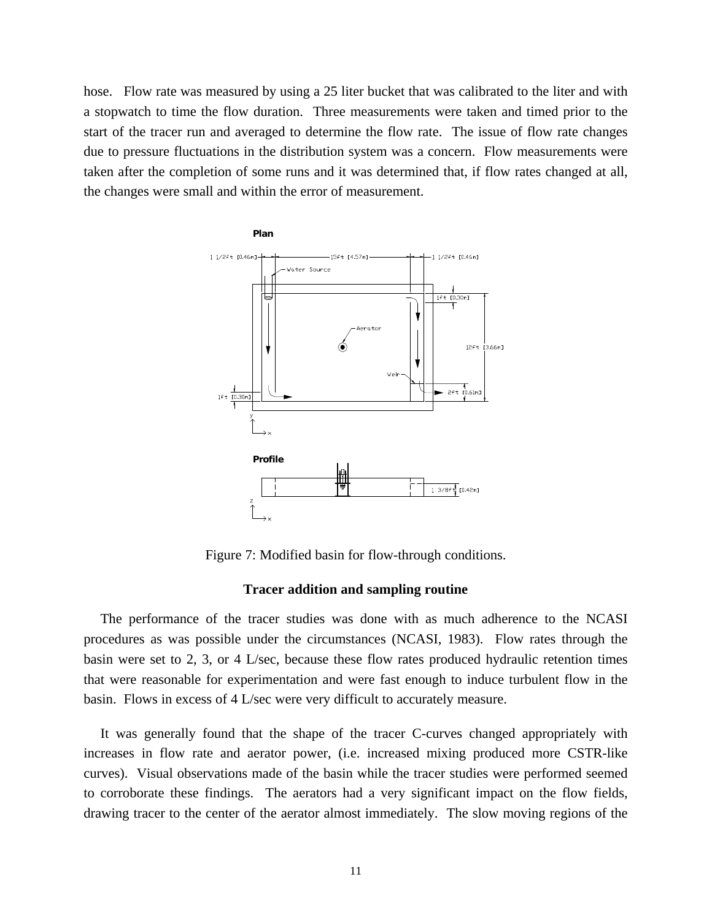hose. Flow rate was measured by using a 25 liter bucket that was calibrated to the liter and with a stopwatch to time the flow duration. Three measurements were taken and timed prior to the start of the tracer run and averaged to determine the flow rate. The issue of flow rate changes due to pressure fluctuations in the distribution system was a concern. Flow measurements were taken after the completion of some runs and it was determined that, if flow rates changed at all, the changes were small and within the error of measurement.

Figure 7: Modified basin for flow-through conditions.

### Tracer addition and sampling routine

The performance of the tracer studies was done with as much adherence to the NCASI procedures as was possible under the circumstances (NCASI, 1983). Flow rates through the basin were set to 2, 3, or 4 L/sec, because these flow rates produced hydraulic retention times that were reasonable for experimentation and were fast enough to induce turbulent flow in the basin. Flows in excess of 4 L/sec were very difficult to accurately measure.

It was generally found that the shape of the tracer C-curves changed appropriately with increases in flow rate and aerator power, (i.e. increased mixing produced more CSTR-like curves). Visual observations made of the basin while the tracer studies were performed seemed to corroborate these findings. The aerators had a very significant impact on the flow fields, drawing tracer to the center of the aerator almost immediately. The slow moving regions of the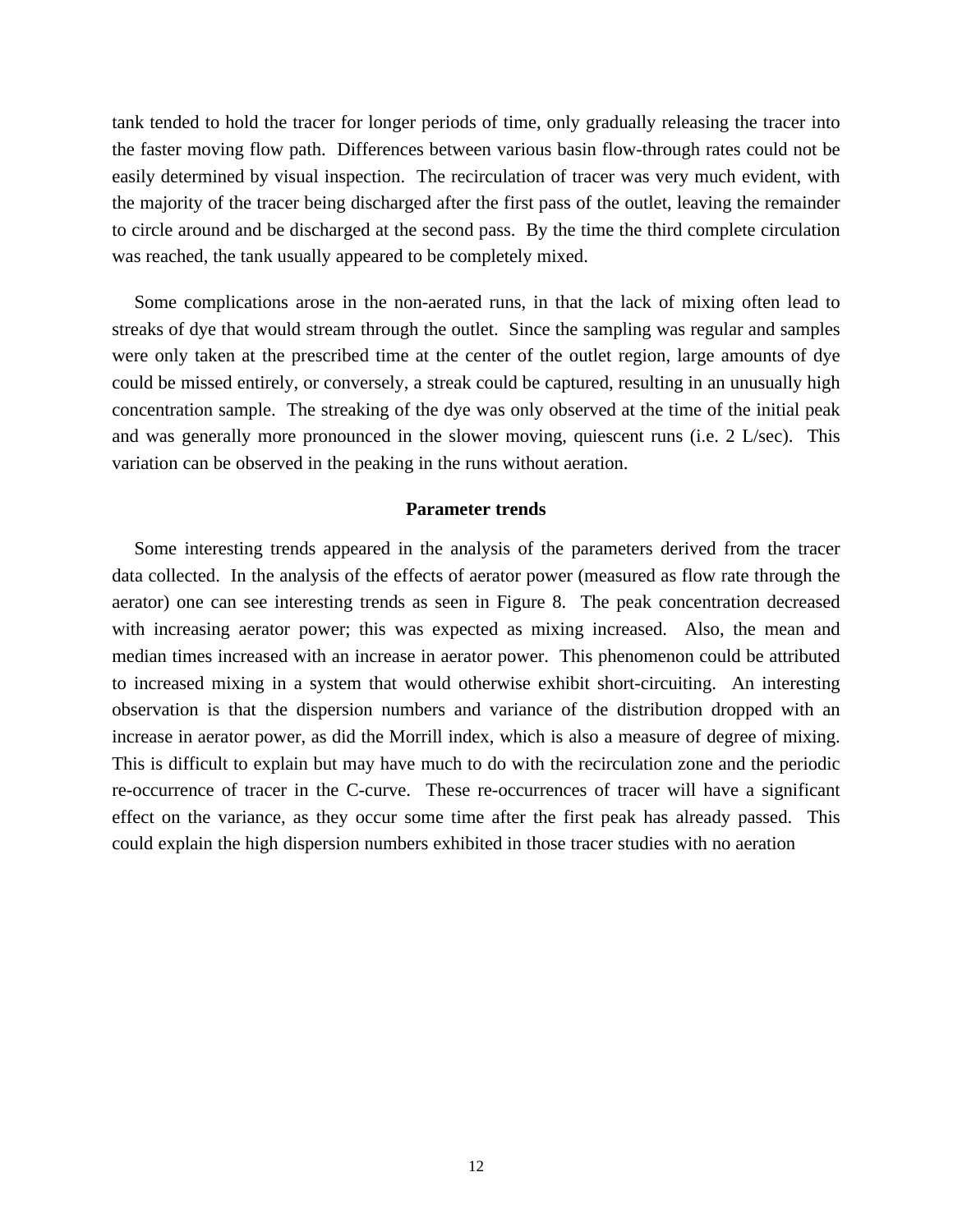tank tended to hold the tracer for longer periods of time, only gradually releasing the tracer into the faster moving flow path. Differences between various basin flow-through rates could not be easily determined by visual inspection. The recirculation of tracer was very much evident, with the majority of the tracer being discharged after the first pass of the outlet, leaving the remainder to circle around and be discharged at the second pass. By the time the third complete circulation was reached, the tank usually appeared to be completely mixed.

Some complications arose in the non-aerated runs, in that the lack of mixing often lead to streaks of dye that would stream through the outlet. Since the sampling was regular and samples were only taken at the prescribed time at the center of the outlet region, large amounts of dye could be missed entirely, or conversely, a streak could be captured, resulting in an unusually high concentration sample. The streaking of the dye was only observed at the time of the initial peak and was generally more pronounced in the slower moving, quiescent runs (i.e. 2 L/sec). This variation can be observed in the peaking in the runs without aeration.

### Parameter trends

Some interesting trends appeared in the analysis of the parameters derived from the tracer data collected. In the analysis of the effects of aerator power (measured as flow rate through the aerator) one can see interesting trends as seen in Figure 8. The peak concentration decreased with increasing aerator power; this was expected as mixing increased. Also, the mean and median times increased with an increase in aerator power. This phenomenon could be attributed to increased mixing in a system that would otherwise exhibit short-circuiting. An interesting observation is that the dispersion numbers and variance of the distribution dropped with an increase in aerator power, as did the Morrill index, which is also a measure of degree of mixing. This is difficult to explain but may have much to do with the recirculation zone and the periodic re-occurrence of tracer in the C-curve. These re-occurrences of tracer will have a significant effect on the variance, as they occur some time after the first peak has already passed. This could explain the high dispersion numbers exhibited in those tracer studies with no aeration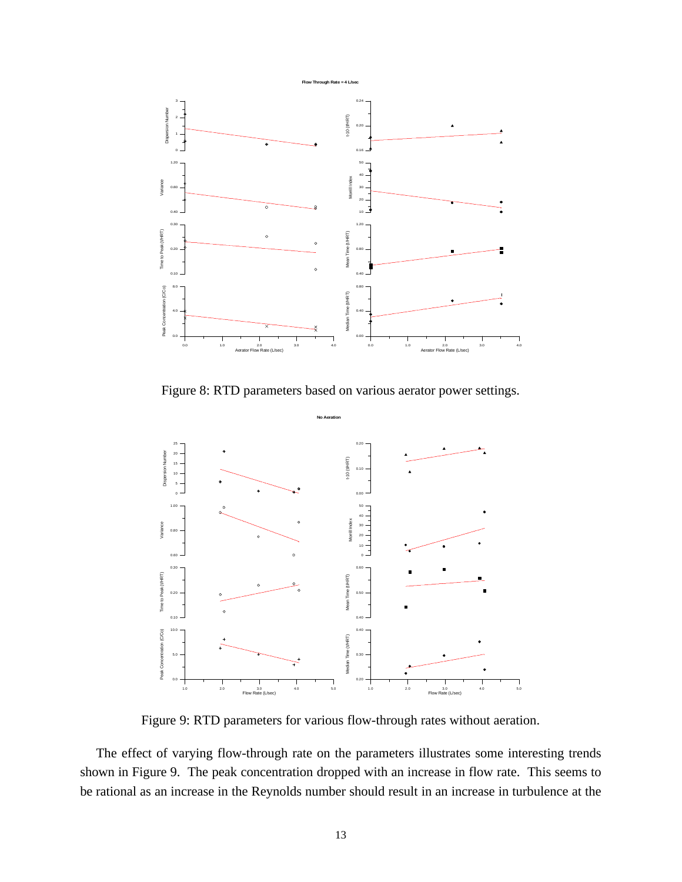Figure 8: RTD parameters based on various aerator power settings.

Figure 9: RTD parameters for various flow-through rates without aeration.

The effect of varying flow-through rate on the parameters illustrates some interesting trends shown in Figure 9. The peak concentration dropped with an increase in flow rate. This seems to be rational as an increase in the Reynolds number should result in an increase in turbulence at the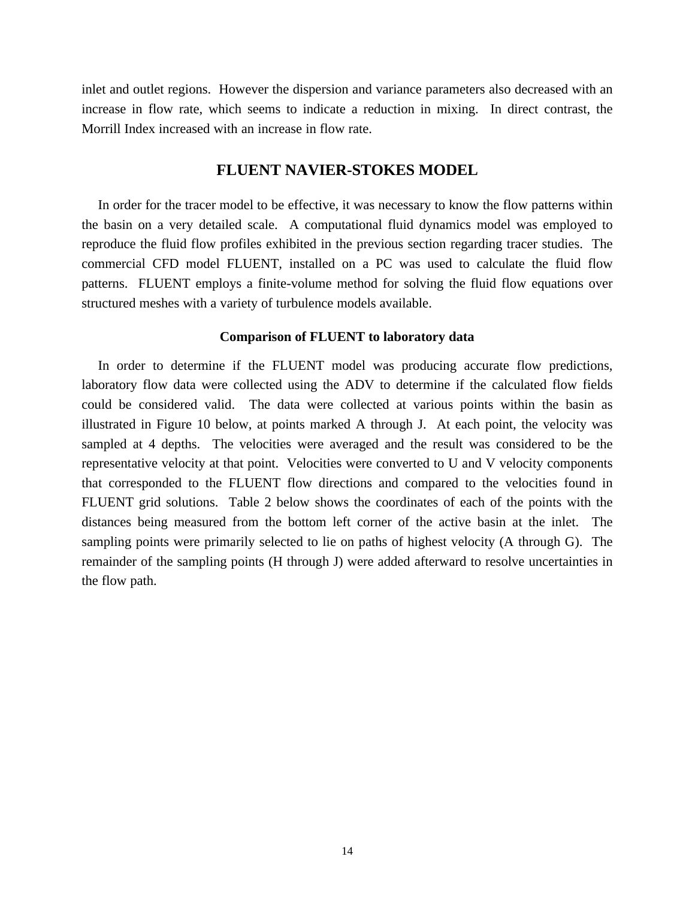inlet and outlet regions. However the dispersion and variance parameters also decreased with an increase in flow rate, which seems to indicate a reduction in mixing. In direct contrast, the Morrill Index increased with an increase in flow rate.

## FLUENT NAVIER-STOKES MODEL

In order for the tracer model to be effective, it was necessary to know the flow patterns within the basin on a very detailed scale. A computational fluid dynamics model was employed to reproduce the fluid flow profiles exhibited in the previous section regarding tracer studies. The commercial CFD model FLUENT, installed on a PC was used to calculate the fluid flow patterns. FLUENT employs a finite-volume method for solving the fluid flow equations over structured meshes with a variety of turbulence models available.

### Comparison of FLUENT to laboratory data

In order to determine if the FLUENT model was producing accurate flow predictions, laboratory flow data were collected using the ADV to determine if the calculated flow fields could be considered valid. The data were collected at various points within the basin as illustrated in Figure 10 below, at points marked A through J. At each point, the velocity was sampled at 4 depths. The velocities were averaged and the result was considered to be the representative velocity at that point. Velocities were converted to U and V velocity components that corresponded to the FLUENT flow directions and compared to the velocities found in FLUENT grid solutions. Table 2 below shows the coordinates of each of the points with the distances being measured from the bottom left corner of the active basin at the inlet. The sampling points were primarily selected to lie on paths of highest velocity (A through G). The remainder of the sampling points (H through J) were added afterward to resolve uncertainties in the flow path.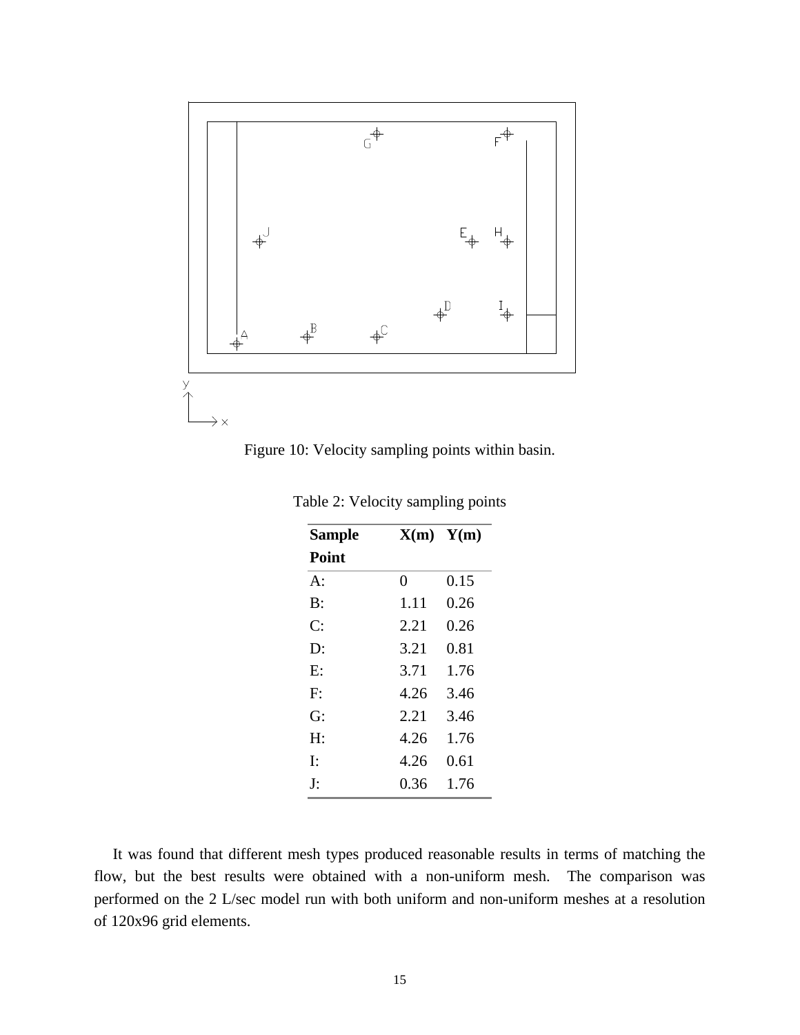Figure 10: Velocity sampling points within basin.

Table 2: Velocity sampling points

| Sample Point | X(m) | Y(m) |
|---|---|---|
| A: | 0 | 0.15 |
| B: | 1.11 | 0.26 |
| C: | 2.21 | 0.26 |
| D: | 3.21 | 0.81 |
| E: | 3.71 | 1.76 |
| F: | 4.26 | 3.46 |
| G: | 2.21 | 3.46 |
| H: | 4.26 | 1.76 |
| I: | 4.26 | 0.61 |
| J: | 0.36 | 1.76 |

It was found that different mesh types produced reasonable results in terms of matching the flow, but the best results were obtained with a non-uniform mesh. The comparison was performed on the 2 L/sec model run with both uniform and non-uniform meshes at a resolution of 120x96 grid elements.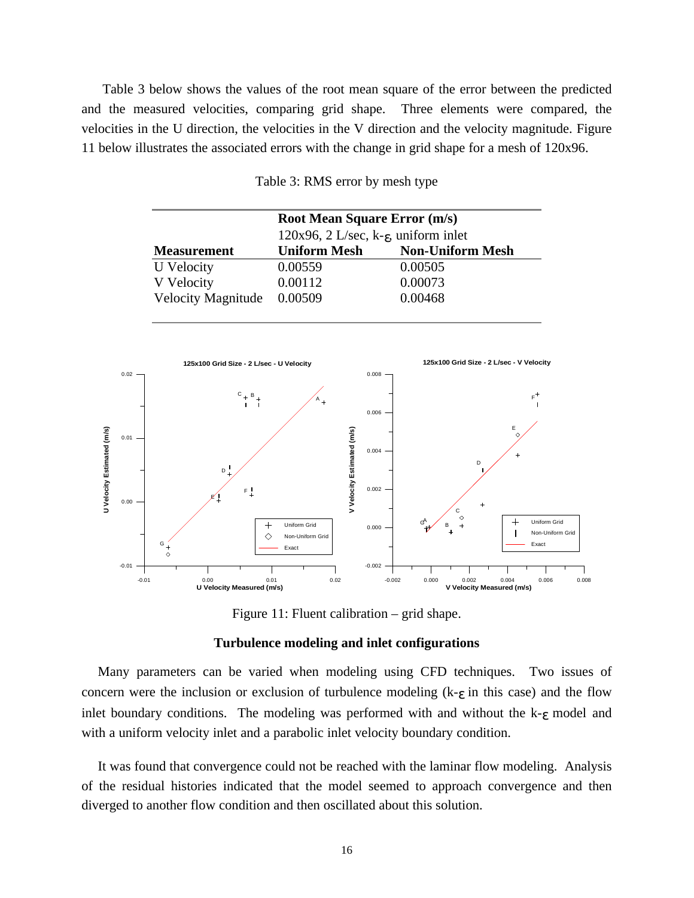Table 3 below shows the values of the root mean square of the error between the predicted and the measured velocities, comparing grid shape. Three elements were compared, the velocities in the U direction, the velocities in the V direction and the velocity magnitude. Figure 11 below illustrates the associated errors with the change in grid shape for a mesh of 120x96.

Table 3: RMS error by mesh type

| | **Root Mean Square Error (m/s)** | |
|---|---|---|
| | 120x96, 2 L/sec, k-$\varepsilon$ uniform inlet | |
| **Measurement** | **Uniform Mesh** | **Non-Uniform Mesh** |
| U Velocity | 0.00559 | 0.00505 |
| V Velocity | 0.00112 | 0.00073 |
| Velocity Magnitude | 0.00509 | 0.00468 |

Figure 11: Fluent calibration – grid shape.

### Turbulence modeling and inlet configurations

Many parameters can be varied when modeling using CFD techniques. Two issues of concern were the inclusion or exclusion of turbulence modeling (k-$\varepsilon$ in this case) and the flow inlet boundary conditions. The modeling was performed with and without the k-$\varepsilon$ model and with a uniform velocity inlet and a parabolic inlet velocity boundary condition.

It was found that convergence could not be reached with the laminar flow modeling. Analysis of the residual histories indicated that the model seemed to approach convergence and then diverged to another flow condition and then oscillated about this solution.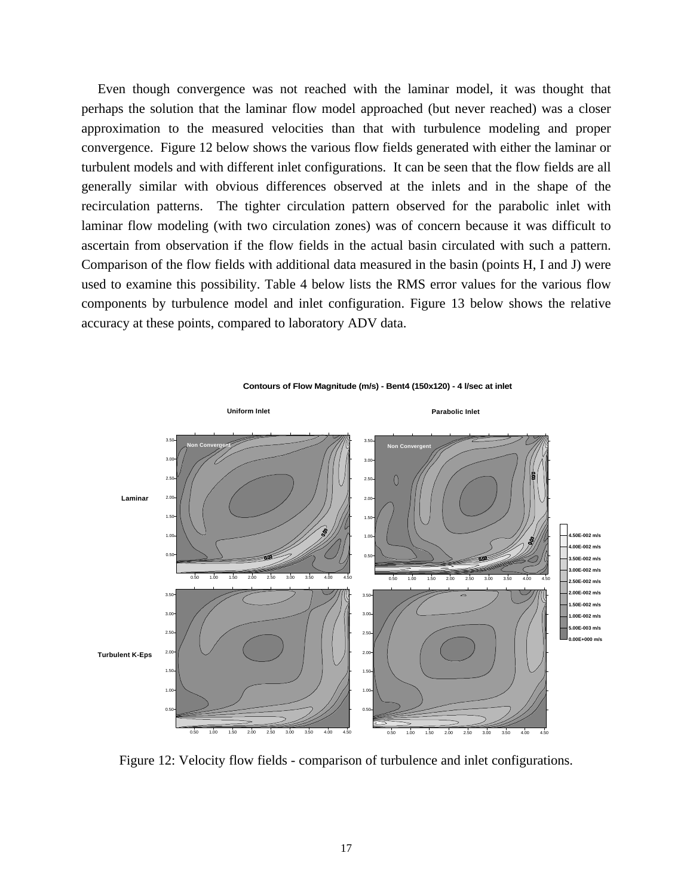Even though convergence was not reached with the laminar model, it was thought that perhaps the solution that the laminar flow model approached (but never reached) was a closer approximation to the measured velocities than that with turbulence modeling and proper convergence. Figure 12 below shows the various flow fields generated with either the laminar or turbulent models and with different inlet configurations. It can be seen that the flow fields are all generally similar with obvious differences observed at the inlets and in the shape of the recirculation patterns. The tighter circulation pattern observed for the parabolic inlet with laminar flow modeling (with two circulation zones) was of concern because it was difficult to ascertain from observation if the flow fields in the actual basin circulated with such a pattern. Comparison of the flow fields with additional data measured in the basin (points H, I and J) were used to examine this possibility. Table 4 below lists the RMS error values for the various flow components by turbulence model and inlet configuration. Figure 13 below shows the relative accuracy at these points, compared to laboratory ADV data.

Figure 12: Velocity flow fields - comparison of turbulence and inlet configurations.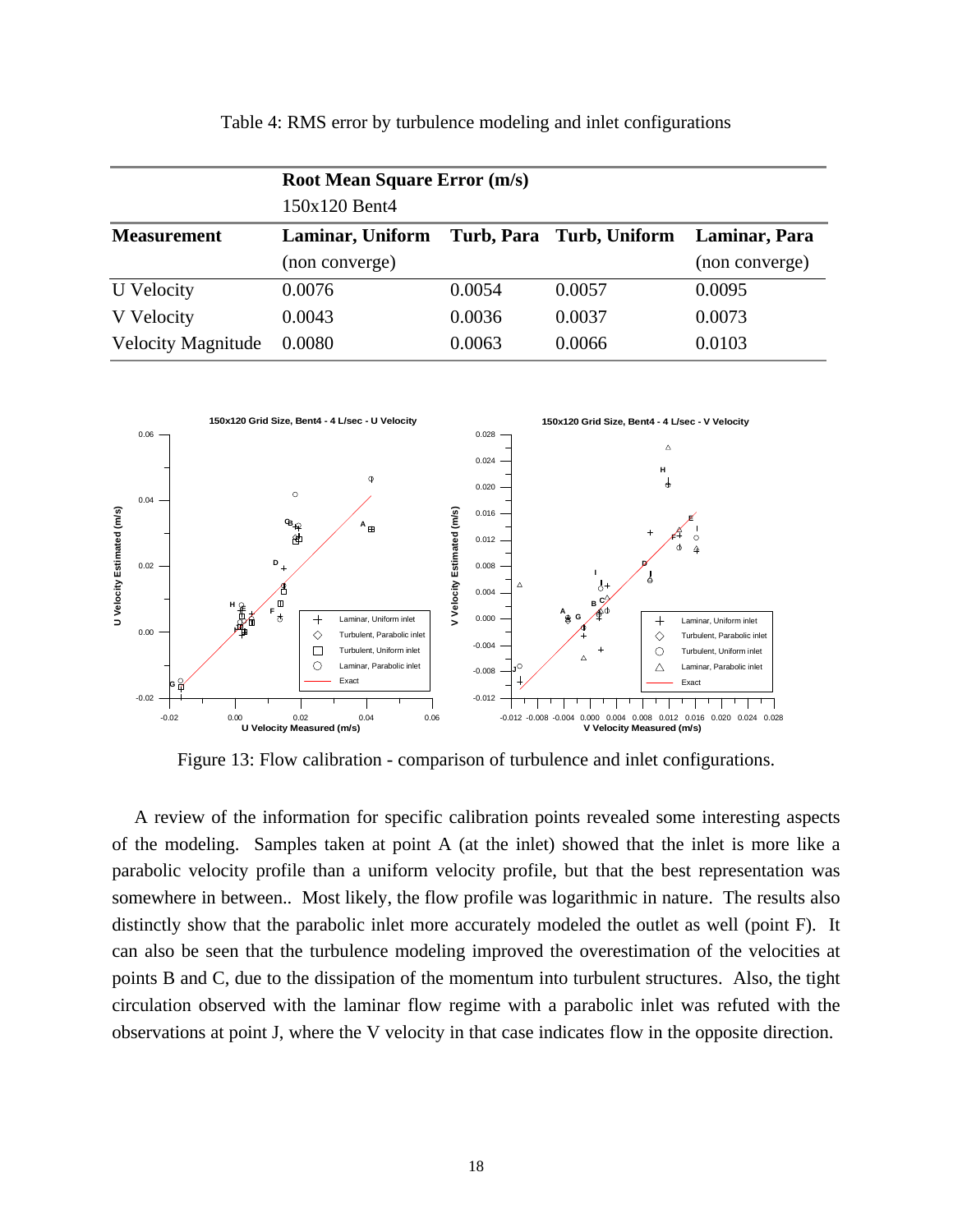Table 4: RMS error by turbulence modeling and inlet configurations

| | Root Mean Square Error (m/s) | | | |
|---|---|---|---|---|
| | 150x120 Bent4 | | | |
| **Measurement** | **Laminar, Uniform** (non converge) | **Turb, Para** | **Turb, Uniform** | **Laminar, Para** (non converge) |
| U Velocity | 0.0076 | 0.0054 | 0.0057 | 0.0095 |
| V Velocity | 0.0043 | 0.0036 | 0.0037 | 0.0073 |
| Velocity Magnitude | 0.0080 | 0.0063 | 0.0066 | 0.0103 |

Figure 13: Flow calibration - comparison of turbulence and inlet configurations.

A review of the information for specific calibration points revealed some interesting aspects of the modeling. Samples taken at point A (at the inlet) showed that the inlet is more like a parabolic velocity profile than a uniform velocity profile, but that the best representation was somewhere in between.. Most likely, the flow profile was logarithmic in nature. The results also distinctly show that the parabolic inlet more accurately modeled the outlet as well (point F). It can also be seen that the turbulence modeling improved the overestimation of the velocities at points B and C, due to the dissipation of the momentum into turbulent structures. Also, the tight circulation observed with the laminar flow regime with a parabolic inlet was refuted with the observations at point J, where the V velocity in that case indicates flow in the opposite direction.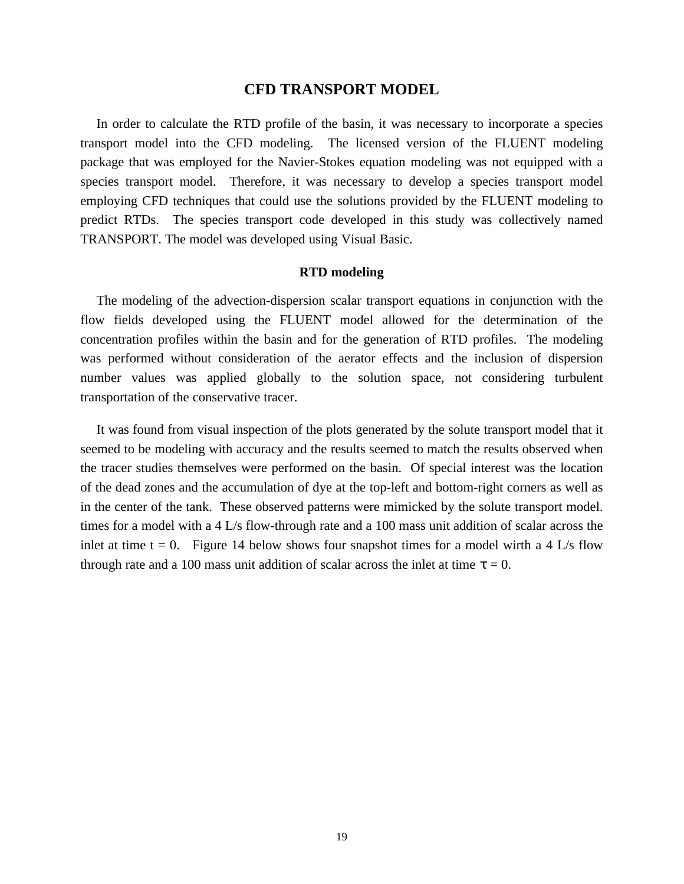# CFD TRANSPORT MODEL

In order to calculate the RTD profile of the basin, it was necessary to incorporate a species transport model into the CFD modeling. The licensed version of the FLUENT modeling package that was employed for the Navier-Stokes equation modeling was not equipped with a species transport model. Therefore, it was necessary to develop a species transport model employing CFD techniques that could use the solutions provided by the FLUENT modeling to predict RTDs. The species transport code developed in this study was collectively named TRANSPORT. The model was developed using Visual Basic.

## RTD modeling

The modeling of the advection-dispersion scalar transport equations in conjunction with the flow fields developed using the FLUENT model allowed for the determination of the concentration profiles within the basin and for the generation of RTD profiles. The modeling was performed without consideration of the aerator effects and the inclusion of dispersion number values was applied globally to the solution space, not considering turbulent transportation of the conservative tracer.

It was found from visual inspection of the plots generated by the solute transport model that it seemed to be modeling with accuracy and the results seemed to match the results observed when the tracer studies themselves were performed on the basin. Of special interest was the location of the dead zones and the accumulation of dye at the top-left and bottom-right corners as well as in the center of the tank. These observed patterns were mimicked by the solute transport model. times for a model with a 4 L/s flow-through rate and a 100 mass unit addition of scalar across the inlet at time t = 0. Figure 14 below shows four snapshot times for a model wirth a 4 L/s flow through rate and a 100 mass unit addition of scalar across the inlet at time $\tau = 0$.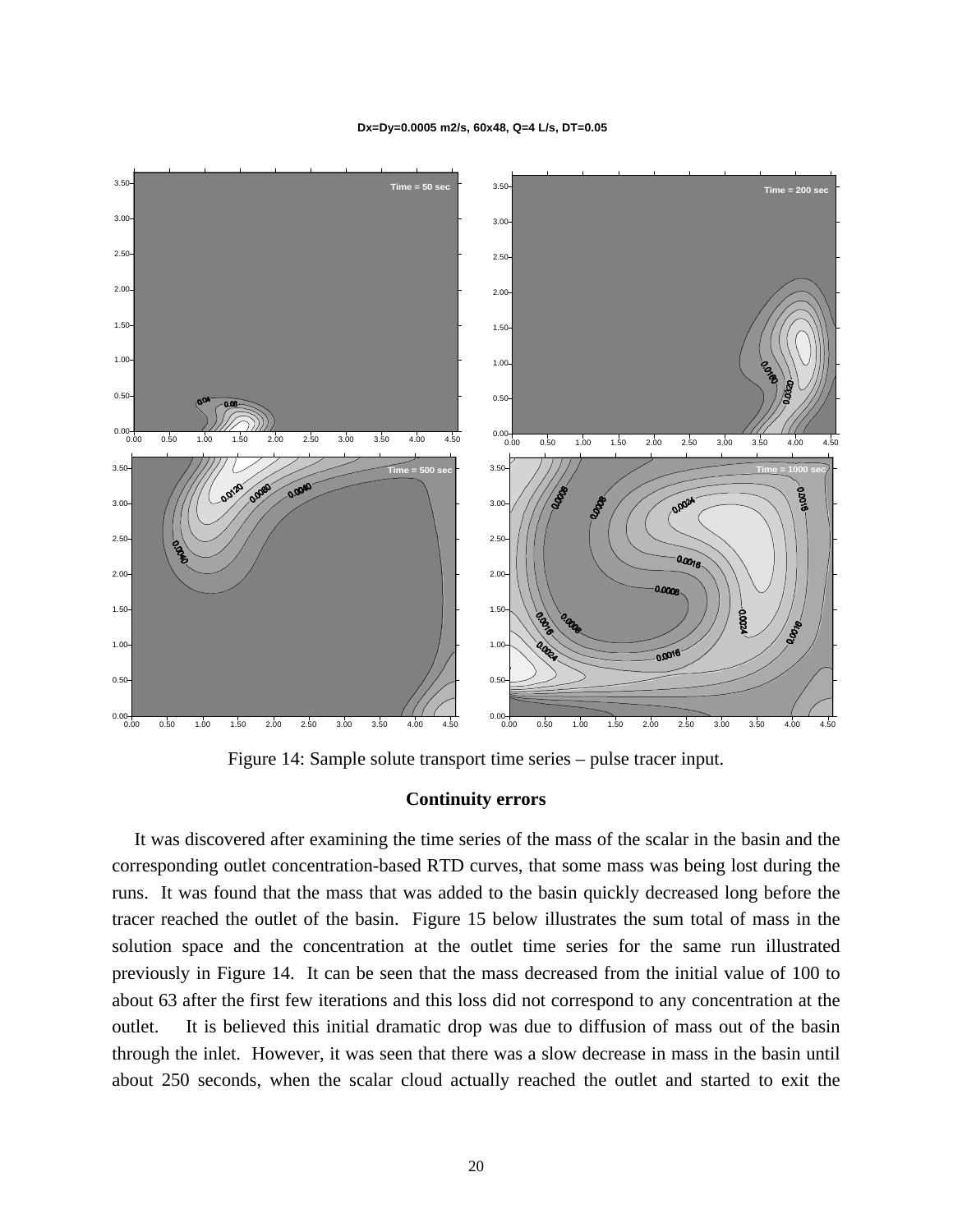Dx=Dy=0.0005 m2/s, 60x48, Q=4 L/s, DT=0.05

Figure 14: Sample solute transport time series – pulse tracer input.

## Continuity errors

It was discovered after examining the time series of the mass of the scalar in the basin and the corresponding outlet concentration-based RTD curves, that some mass was being lost during the runs. It was found that the mass that was added to the basin quickly decreased long before the tracer reached the outlet of the basin. Figure 15 below illustrates the sum total of mass in the solution space and the concentration at the outlet time series for the same run illustrated previously in Figure 14. It can be seen that the mass decreased from the initial value of 100 to about 63 after the first few iterations and this loss did not correspond to any concentration at the outlet. It is believed this initial dramatic drop was due to diffusion of mass out of the basin through the inlet. However, it was seen that there was a slow decrease in mass in the basin until about 250 seconds, when the scalar cloud actually reached the outlet and started to exit the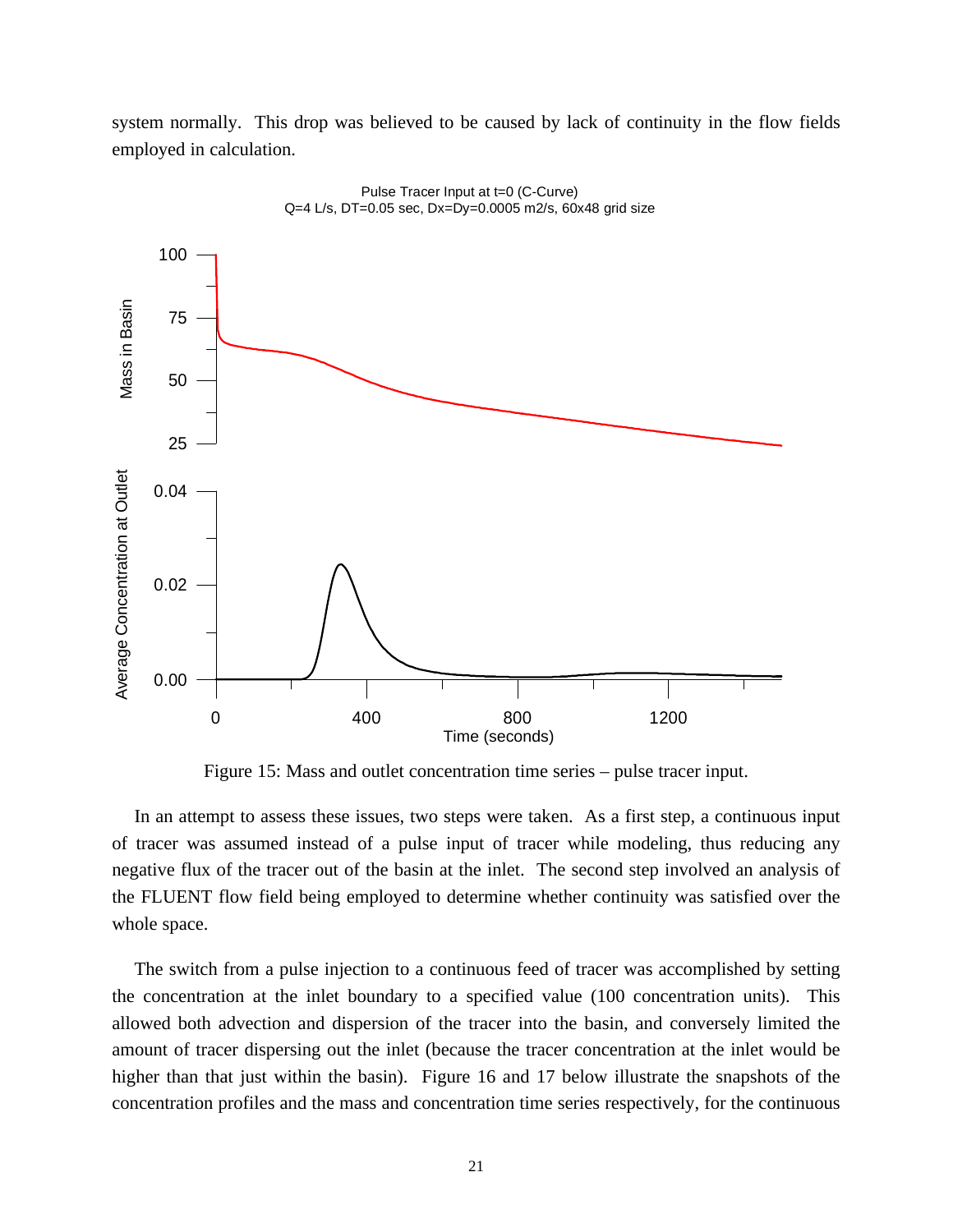system normally. This drop was believed to be caused by lack of continuity in the flow fields employed in calculation.

Figure 15: Mass and outlet concentration time series – pulse tracer input.

In an attempt to assess these issues, two steps were taken. As a first step, a continuous input of tracer was assumed instead of a pulse input of tracer while modeling, thus reducing any negative flux of the tracer out of the basin at the inlet. The second step involved an analysis of the FLUENT flow field being employed to determine whether continuity was satisfied over the whole space.

The switch from a pulse injection to a continuous feed of tracer was accomplished by setting the concentration at the inlet boundary to a specified value (100 concentration units). This allowed both advection and dispersion of the tracer into the basin, and conversely limited the amount of tracer dispersing out the inlet (because the tracer concentration at the inlet would be higher than that just within the basin). Figure 16 and 17 below illustrate the snapshots of the concentration profiles and the mass and concentration time series respectively, for the continuous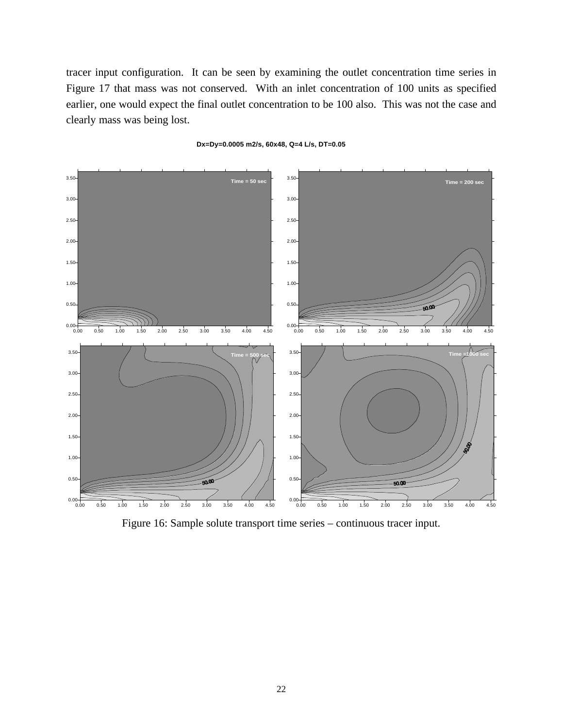tracer input configuration. It can be seen by examining the outlet concentration time series in Figure 17 that mass was not conserved. With an inlet concentration of 100 units as specified earlier, one would expect the final outlet concentration to be 100 also. This was not the case and clearly mass was being lost.

Figure 16: Sample solute transport time series – continuous tracer input.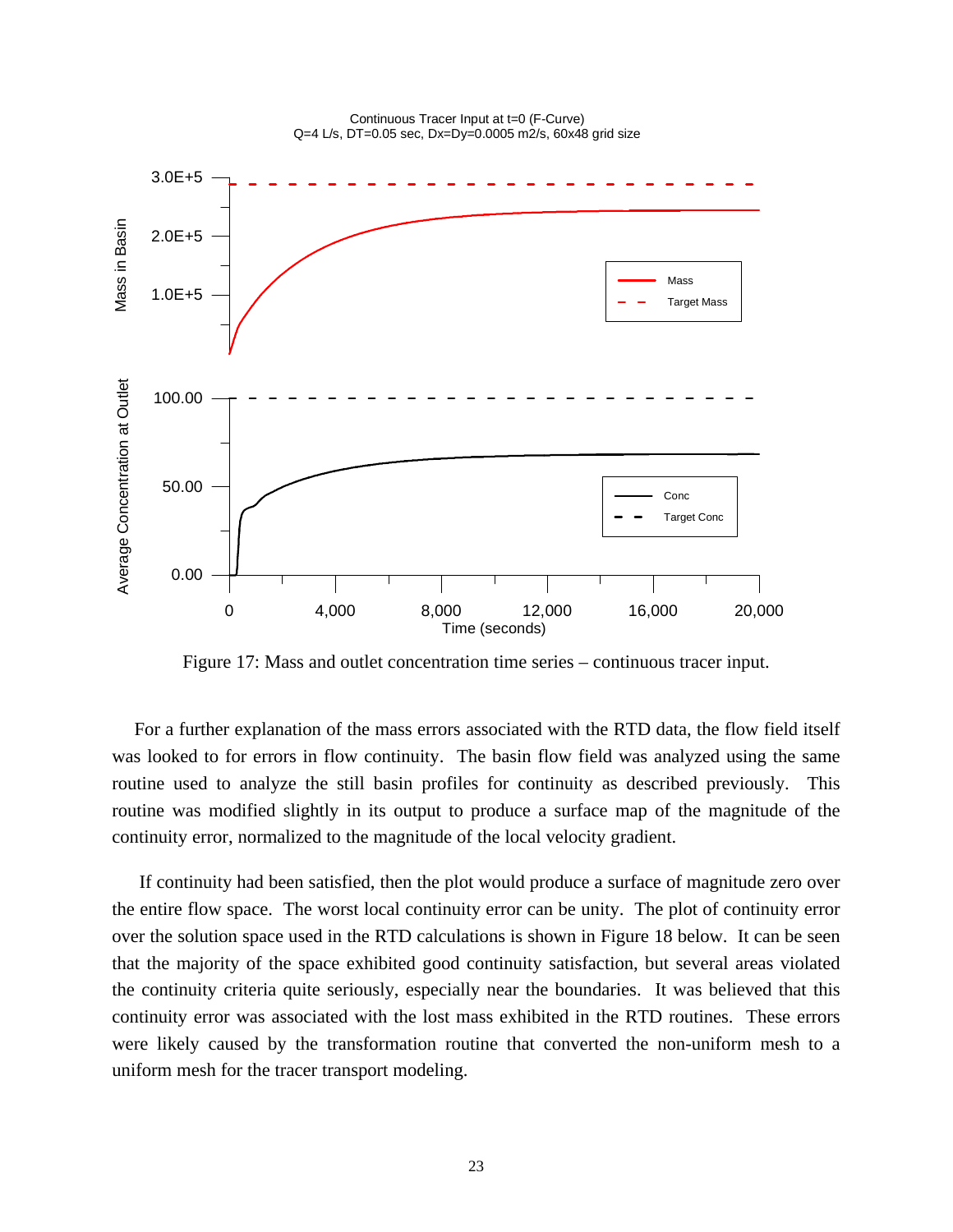Continuous Tracer Input at t=0 (F-Curve)
Q=4 L/s, DT=0.05 sec, Dx=Dy=0.0005 m2/s, 60x48 grid size

Figure 17: Mass and outlet concentration time series – continuous tracer input.

For a further explanation of the mass errors associated with the RTD data, the flow field itself was looked to for errors in flow continuity. The basin flow field was analyzed using the same routine used to analyze the still basin profiles for continuity as described previously. This routine was modified slightly in its output to produce a surface map of the magnitude of the continuity error, normalized to the magnitude of the local velocity gradient.

If continuity had been satisfied, then the plot would produce a surface of magnitude zero over the entire flow space. The worst local continuity error can be unity. The plot of continuity error over the solution space used in the RTD calculations is shown in Figure 18 below. It can be seen that the majority of the space exhibited good continuity satisfaction, but several areas violated the continuity criteria quite seriously, especially near the boundaries. It was believed that this continuity error was associated with the lost mass exhibited in the RTD routines. These errors were likely caused by the transformation routine that converted the non-uniform mesh to a uniform mesh for the tracer transport modeling.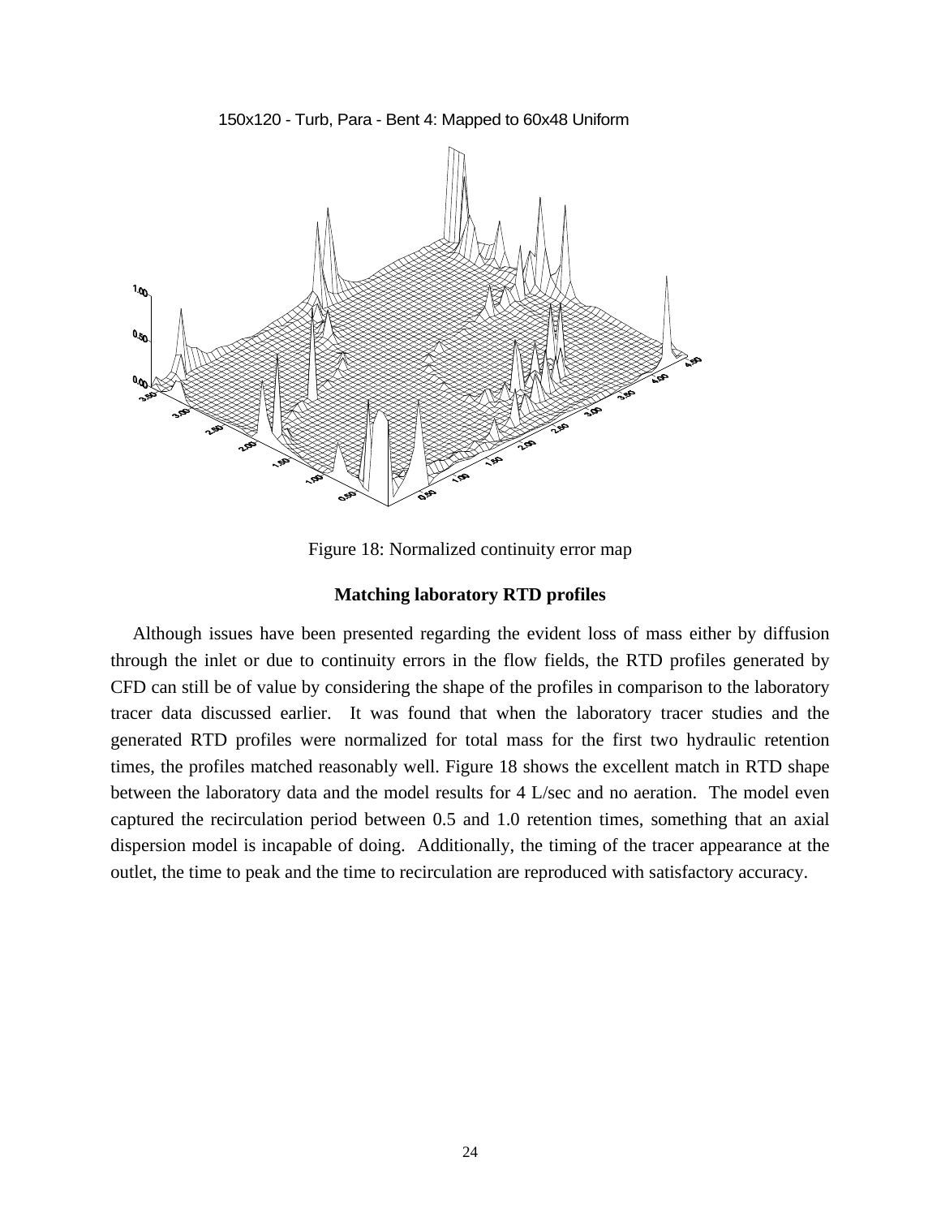150x120 - Turb, Para - Bent 4: Mapped to 60x48 Uniform

Figure 18: Normalized continuity error map

### Matching laboratory RTD profiles

Although issues have been presented regarding the evident loss of mass either by diffusion through the inlet or due to continuity errors in the flow fields, the RTD profiles generated by CFD can still be of value by considering the shape of the profiles in comparison to the laboratory tracer data discussed earlier. It was found that when the laboratory tracer studies and the generated RTD profiles were normalized for total mass for the first two hydraulic retention times, the profiles matched reasonably well. Figure 18 shows the excellent match in RTD shape between the laboratory data and the model results for 4 L/sec and no aeration. The model even captured the recirculation period between 0.5 and 1.0 retention times, something that an axial dispersion model is incapable of doing. Additionally, the timing of the tracer appearance at the outlet, the time to peak and the time to recirculation are reproduced with satisfactory accuracy.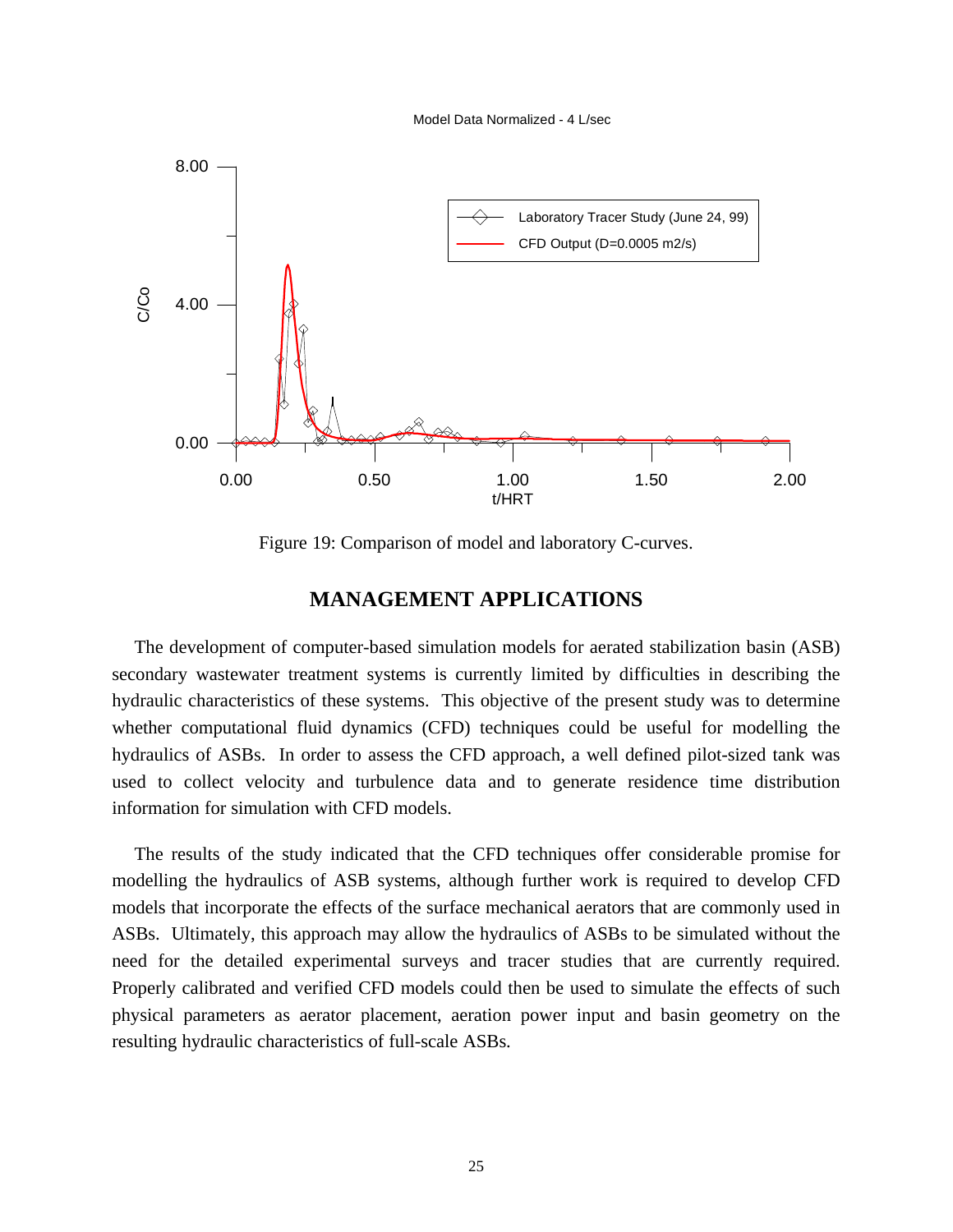Model Data Normalized - 4 L/sec

Figure 19: Comparison of model and laboratory C-curves.

## MANAGEMENT APPLICATIONS

The development of computer-based simulation models for aerated stabilization basin (ASB) secondary wastewater treatment systems is currently limited by difficulties in describing the hydraulic characteristics of these systems. This objective of the present study was to determine whether computational fluid dynamics (CFD) techniques could be useful for modelling the hydraulics of ASBs. In order to assess the CFD approach, a well defined pilot-sized tank was used to collect velocity and turbulence data and to generate residence time distribution information for simulation with CFD models.

The results of the study indicated that the CFD techniques offer considerable promise for modelling the hydraulics of ASB systems, although further work is required to develop CFD models that incorporate the effects of the surface mechanical aerators that are commonly used in ASBs. Ultimately, this approach may allow the hydraulics of ASBs to be simulated without the need for the detailed experimental surveys and tracer studies that are currently required. Properly calibrated and verified CFD models could then be used to simulate the effects of such physical parameters as aerator placement, aeration power input and basin geometry on the resulting hydraulic characteristics of full-scale ASBs.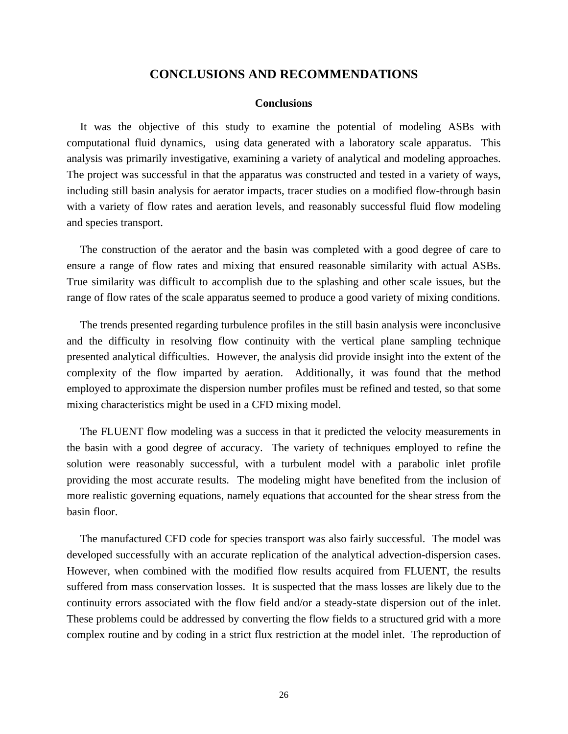# CONCLUSIONS AND RECOMMENDATIONS

## Conclusions

It was the objective of this study to examine the potential of modeling ASBs with computational fluid dynamics, using data generated with a laboratory scale apparatus. This analysis was primarily investigative, examining a variety of analytical and modeling approaches. The project was successful in that the apparatus was constructed and tested in a variety of ways, including still basin analysis for aerator impacts, tracer studies on a modified flow-through basin with a variety of flow rates and aeration levels, and reasonably successful fluid flow modeling and species transport.

The construction of the aerator and the basin was completed with a good degree of care to ensure a range of flow rates and mixing that ensured reasonable similarity with actual ASBs. True similarity was difficult to accomplish due to the splashing and other scale issues, but the range of flow rates of the scale apparatus seemed to produce a good variety of mixing conditions.

The trends presented regarding turbulence profiles in the still basin analysis were inconclusive and the difficulty in resolving flow continuity with the vertical plane sampling technique presented analytical difficulties. However, the analysis did provide insight into the extent of the complexity of the flow imparted by aeration. Additionally, it was found that the method employed to approximate the dispersion number profiles must be refined and tested, so that some mixing characteristics might be used in a CFD mixing model.

The FLUENT flow modeling was a success in that it predicted the velocity measurements in the basin with a good degree of accuracy. The variety of techniques employed to refine the solution were reasonably successful, with a turbulent model with a parabolic inlet profile providing the most accurate results. The modeling might have benefited from the inclusion of more realistic governing equations, namely equations that accounted for the shear stress from the basin floor.

The manufactured CFD code for species transport was also fairly successful. The model was developed successfully with an accurate replication of the analytical advection-dispersion cases. However, when combined with the modified flow results acquired from FLUENT, the results suffered from mass conservation losses. It is suspected that the mass losses are likely due to the continuity errors associated with the flow field and/or a steady-state dispersion out of the inlet. These problems could be addressed by converting the flow fields to a structured grid with a more complex routine and by coding in a strict flux restriction at the model inlet. The reproduction of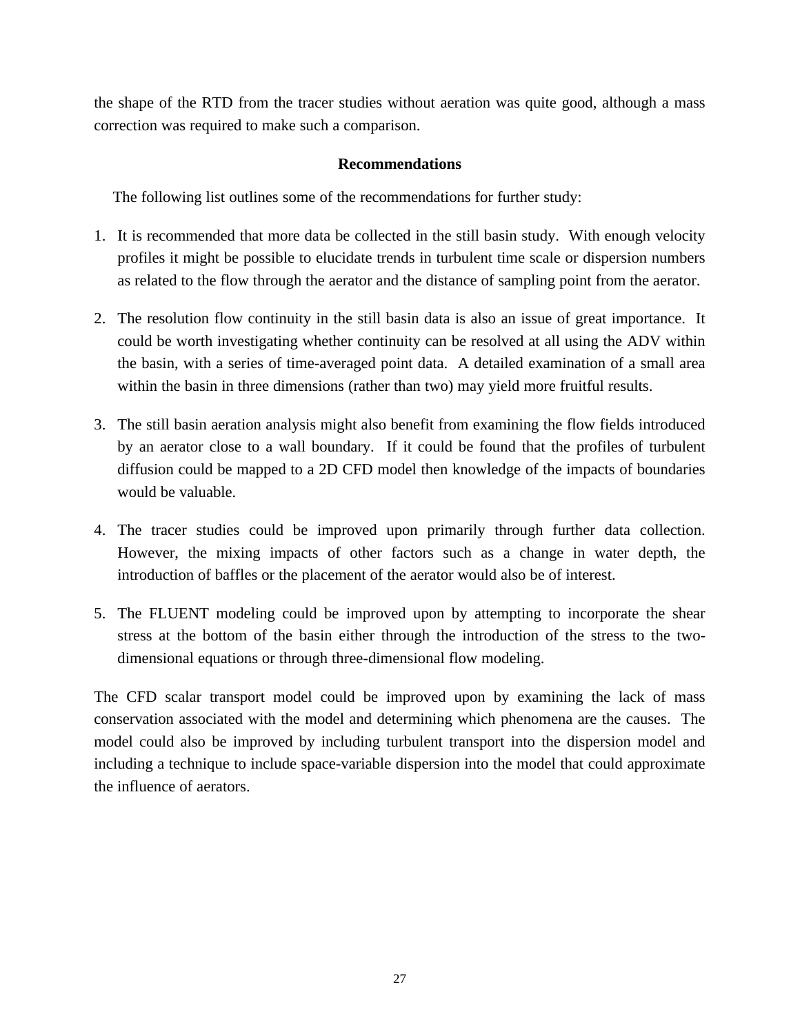the shape of the RTD from the tracer studies without aeration was quite good, although a mass correction was required to make such a comparison.

## Recommendations

The following list outlines some of the recommendations for further study:

1. It is recommended that more data be collected in the still basin study. With enough velocity profiles it might be possible to elucidate trends in turbulent time scale or dispersion numbers as related to the flow through the aerator and the distance of sampling point from the aerator.

2. The resolution flow continuity in the still basin data is also an issue of great importance. It could be worth investigating whether continuity can be resolved at all using the ADV within the basin, with a series of time-averaged point data. A detailed examination of a small area within the basin in three dimensions (rather than two) may yield more fruitful results.

3. The still basin aeration analysis might also benefit from examining the flow fields introduced by an aerator close to a wall boundary. If it could be found that the profiles of turbulent diffusion could be mapped to a 2D CFD model then knowledge of the impacts of boundaries would be valuable.

4. The tracer studies could be improved upon primarily through further data collection. However, the mixing impacts of other factors such as a change in water depth, the introduction of baffles or the placement of the aerator would also be of interest.

5. The FLUENT modeling could be improved upon by attempting to incorporate the shear stress at the bottom of the basin either through the introduction of the stress to the two-dimensional equations or through three-dimensional flow modeling.

The CFD scalar transport model could be improved upon by examining the lack of mass conservation associated with the model and determining which phenomena are the causes. The model could also be improved by including turbulent transport into the dispersion model and including a technique to include space-variable dispersion into the model that could approximate the influence of aerators.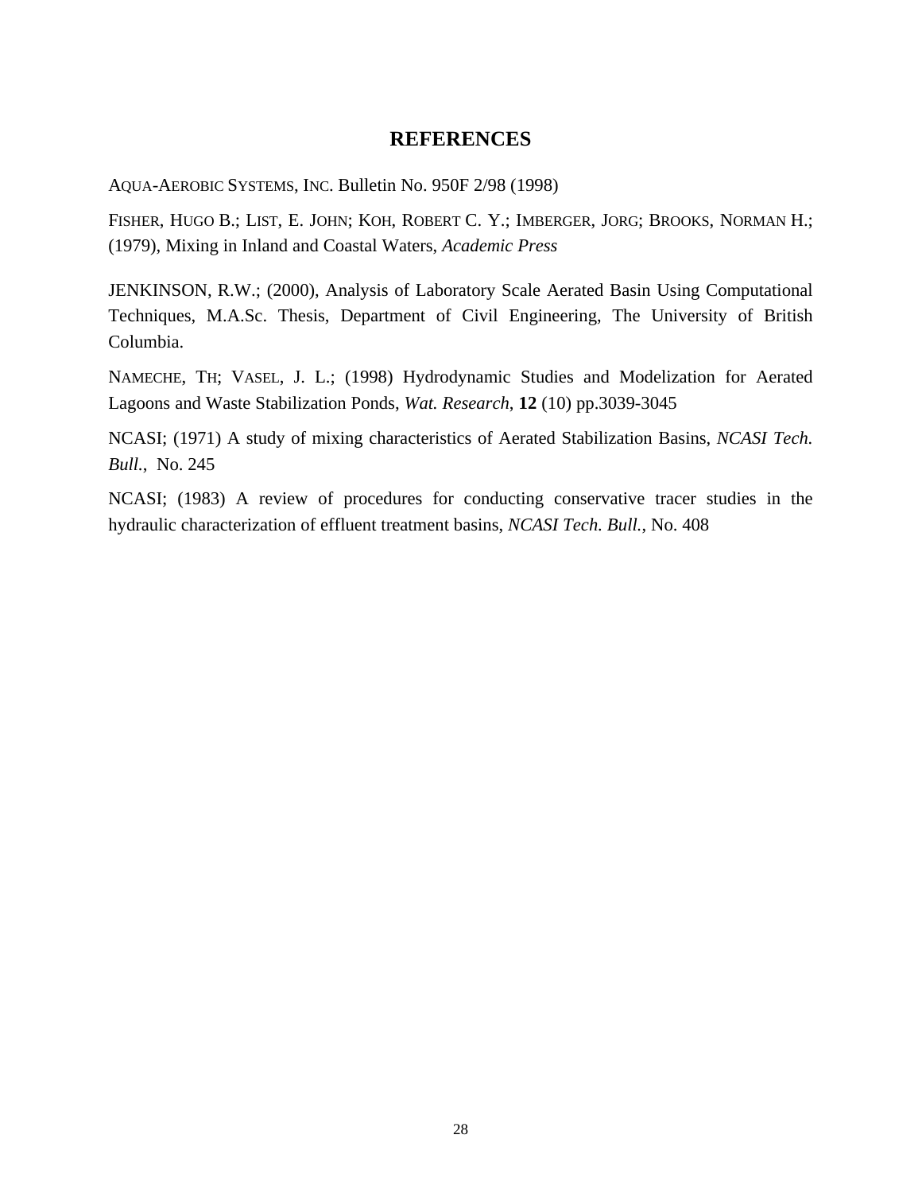# REFERENCES

AQUA-AEROBIC SYSTEMS, INC. Bulletin No. 950F 2/98 (1998)

FISHER, HUGO B.; LIST, E. JOHN; KOH, ROBERT C. Y.; IMBERGER, JORG; BROOKS, NORMAN H.; (1979), Mixing in Inland and Coastal Waters, *Academic Press*

JENKINSON, R.W.; (2000), Analysis of Laboratory Scale Aerated Basin Using Computational Techniques, M.A.Sc. Thesis, Department of Civil Engineering, The University of British Columbia.

NAMECHE, TH; VASEL, J. L.; (1998) Hydrodynamic Studies and Modelization for Aerated Lagoons and Waste Stabilization Ponds, *Wat. Research*, **12** (10) pp.3039-3045

NCASI; (1971) A study of mixing characteristics of Aerated Stabilization Basins, *NCASI Tech. Bull.*, No. 245

NCASI; (1983) A review of procedures for conducting conservative tracer studies in the hydraulic characterization of effluent treatment basins, *NCASI Tech. Bull.*, No. 408